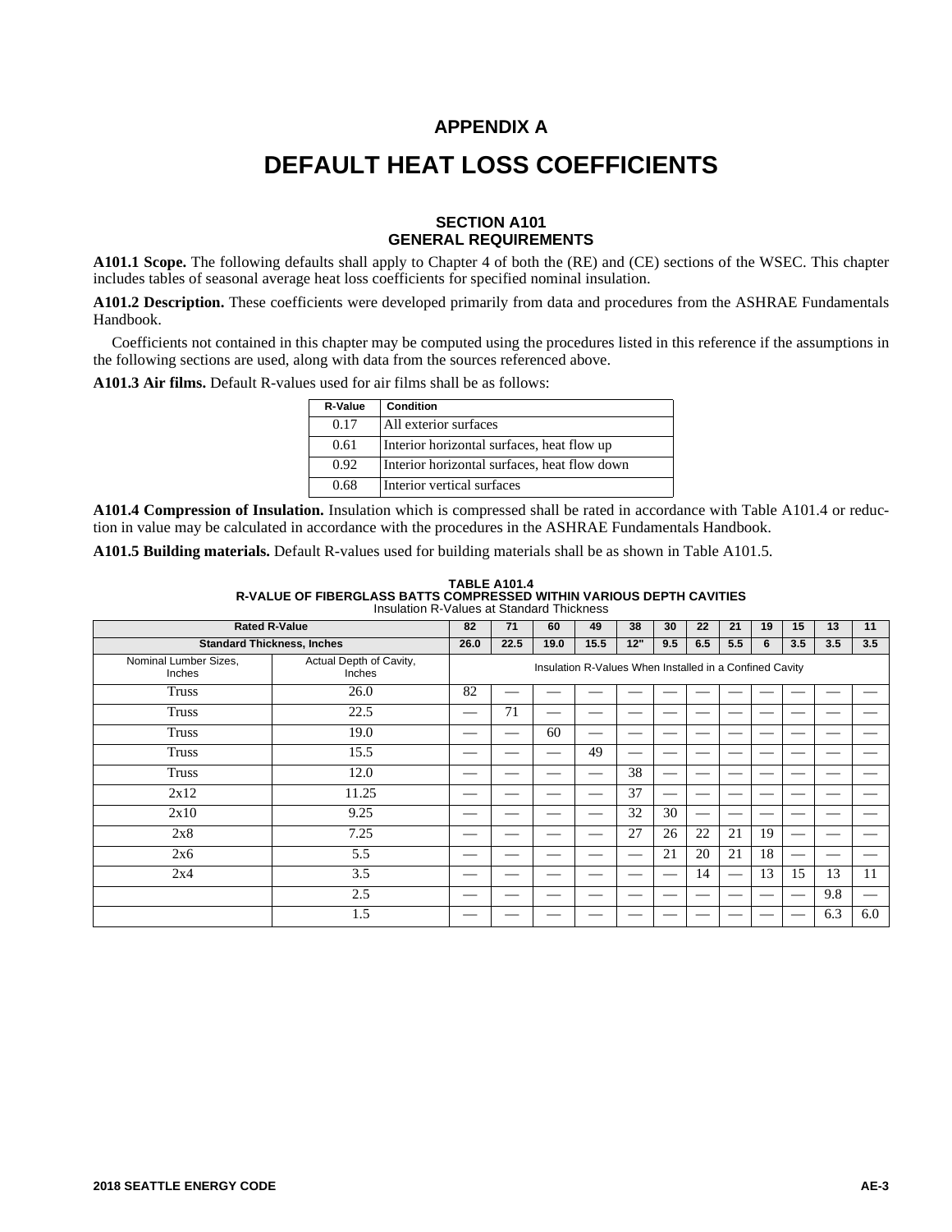# APPENDIX A

# DEFAULT HEAT LOSS COEFFICIENTS

## SECTION A101
## GENERAL REQUIREMENTS

**A101.1 Scope.** The following defaults shall apply to Chapter 4 of both the (RE) and (CE) sections of the WSEC. This chapter includes tables of seasonal average heat loss coefficients for specified nominal insulation.

**A101.2 Description.** These coefficients were developed primarily from data and procedures from the ASHRAE Fundamentals Handbook.

Coefficients not contained in this chapter may be computed using the procedures listed in this reference if the assumptions in the following sections are used, along with data from the sources referenced above.

**A101.3 Air films.** Default R-values used for air films shall be as follows:

| R-Value | Condition |
|---|---|
| 0.17 | All exterior surfaces |
| 0.61 | Interior horizontal surfaces, heat flow up |
| 0.92 | Interior horizontal surfaces, heat flow down |
| 0.68 | Interior vertical surfaces |

**A101.4 Compression of Insulation.** Insulation which is compressed shall be rated in accordance with Table A101.4 or reduction in value may be calculated in accordance with the procedures in the ASHRAE Fundamentals Handbook.

**A101.5 Building materials.** Default R-values used for building materials shall be as shown in Table A101.5.

**TABLE A101.4**
**R-VALUE OF FIBERGLASS BATTS COMPRESSED WITHIN VARIOUS DEPTH CAVITIES**
Insulation R-Values at Standard Thickness

| Rated R-Value | | 82 | 71 | 60 | 49 | 38 | 30 | 22 | 21 | 19 | 15 | 13 | 11 |
|---|---|---|---|---|---|---|---|---|---|---|---|---|---|
| **Standard Thickness, Inches** | | **26.0** | **22.5** | **19.0** | **15.5** | **12"** | **9.5** | **6.5** | **5.5** | **6** | **3.5** | **3.5** | **3.5** |
| Nominal Lumber Sizes, Inches | Actual Depth of Cavity, Inches | Insulation R-Values When Installed in a Confined Cavity | | | | | | | | | | | |
| Truss | 26.0 | 82 | — | — | — | — | — | — | — | — | — | — | — |
| Truss | 22.5 | — | 71 | — | — | — | — | — | — | — | — | — | — |
| Truss | 19.0 | — | — | 60 | — | — | — | — | — | — | — | — | — |
| Truss | 15.5 | — | — | — | 49 | — | — | — | — | — | — | — | — |
| Truss | 12.0 | — | — | — | — | 38 | — | — | — | — | — | — | — |
| 2x12 | 11.25 | — | — | — | — | 37 | — | — | — | — | — | — | — |
| 2x10 | 9.25 | — | — | — | — | 32 | 30 | — | — | — | — | — | — |
| 2x8 | 7.25 | — | — | — | — | 27 | 26 | 22 | 21 | 19 | — | — | — |
| 2x6 | 5.5 | — | — | — | — | — | 21 | 20 | 21 | 18 | — | — | — |
| 2x4 | 3.5 | — | — | — | — | — | — | 14 | — | 13 | 15 | 13 | 11 |
| | 2.5 | — | — | — | — | — | — | — | — | — | — | 9.8 | — |
| | 1.5 | — | — | — | — | — | — | — | — | — | — | 6.3 | 6.0 |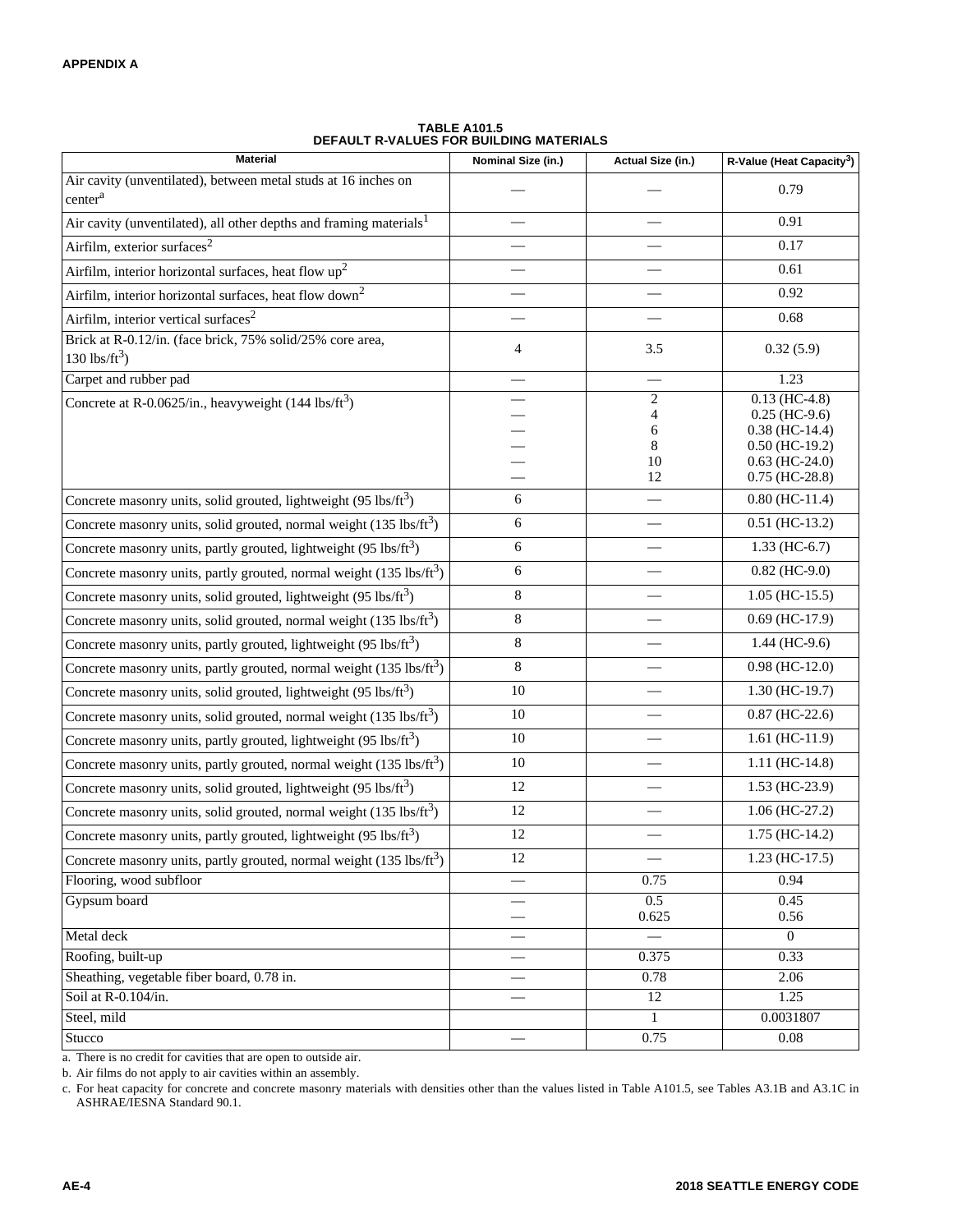**APPENDIX A**

**TABLE A101.5**
**DEFAULT R-VALUES FOR BUILDING MATERIALS**

| Material | Nominal Size (in.) | Actual Size (in.) | R-Value (Heat Capacity[3]) |
|---|---|---|---|
| Air cavity (unventilated), between metal studs at 16 inches on center[a] | — | — | 0.79 |
| Air cavity (unventilated), all other depths and framing materials[1] | — | — | 0.91 |
| Airfilm, exterior surfaces[2] | — | — | 0.17 |
| Airfilm, interior horizontal surfaces, heat flow up[2] | — | — | 0.61 |
| Airfilm, interior horizontal surfaces, heat flow down[2] | — | — | 0.92 |
| Airfilm, interior vertical surfaces[2] | — | — | 0.68 |
| Brick at R-0.12/in. (face brick, 75% solid/25% core area, 130 lbs/ft$^3$) | 4 | 3.5 | 0.32 (5.9) |
| Carpet and rubber pad | — | — | 1.23 |
| Concrete at R-0.0625/in., heavyweight (144 lbs/ft$^3$) | —<br>—<br>—<br>—<br>—<br>— | 2<br>4<br>6<br>8<br>10<br>12 | 0.13 (HC-4.8)<br>0.25 (HC-9.6)<br>0.38 (HC-14.4)<br>0.50 (HC-19.2)<br>0.63 (HC-24.0)<br>0.75 (HC-28.8) |
| Concrete masonry units, solid grouted, lightweight (95 lbs/ft$^3$) | 6 | — | 0.80 (HC-11.4) |
| Concrete masonry units, solid grouted, normal weight (135 lbs/ft$^3$) | 6 | — | 0.51 (HC-13.2) |
| Concrete masonry units, partly grouted, lightweight (95 lbs/ft$^3$) | 6 | — | 1.33 (HC-6.7) |
| Concrete masonry units, partly grouted, normal weight (135 lbs/ft$^3$) | 6 | — | 0.82 (HC-9.0) |
| Concrete masonry units, solid grouted, lightweight (95 lbs/ft$^3$) | 8 | — | 1.05 (HC-15.5) |
| Concrete masonry units, solid grouted, normal weight (135 lbs/ft$^3$) | 8 | — | 0.69 (HC-17.9) |
| Concrete masonry units, partly grouted, lightweight (95 lbs/ft$^3$) | 8 | — | 1.44 (HC-9.6) |
| Concrete masonry units, partly grouted, normal weight (135 lbs/ft$^3$) | 8 | — | 0.98 (HC-12.0) |
| Concrete masonry units, solid grouted, lightweight (95 lbs/ft$^3$) | 10 | — | 1.30 (HC-19.7) |
| Concrete masonry units, solid grouted, normal weight (135 lbs/ft$^3$) | 10 | — | 0.87 (HC-22.6) |
| Concrete masonry units, partly grouted, lightweight (95 lbs/ft$^3$) | 10 | — | 1.61 (HC-11.9) |
| Concrete masonry units, partly grouted, normal weight (135 lbs/ft$^3$) | 10 | — | 1.11 (HC-14.8) |
| Concrete masonry units, solid grouted, lightweight (95 lbs/ft$^3$) | 12 | — | 1.53 (HC-23.9) |
| Concrete masonry units, solid grouted, normal weight (135 lbs/ft$^3$) | 12 | — | 1.06 (HC-27.2) |
| Concrete masonry units, partly grouted, lightweight (95 lbs/ft$^3$) | 12 | — | 1.75 (HC-14.2) |
| Concrete masonry units, partly grouted, normal weight (135 lbs/ft$^3$) | 12 | — | 1.23 (HC-17.5) |
| Flooring, wood subfloor | — | 0.75 | 0.94 |
| Gypsum board | —<br>— | 0.5<br>0.625 | 0.45<br>0.56 |
| Metal deck | — | — | 0 |
| Roofing, built-up | — | 0.375 | 0.33 |
| Sheathing, vegetable fiber board, 0.78 in. | — | 0.78 | 2.06 |
| Soil at R-0.104/in. | — | 12 | 1.25 |
| Steel, mild | | 1 | 0.0031807 |
| Stucco | — | 0.75 | 0.08 |

a. There is no credit for cavities that are open to outside air.

b. Air films do not apply to air cavities within an assembly.

c. For heat capacity for concrete and concrete masonry materials with densities other than the values listed in Table A101.5, see Tables A3.1B and A3.1C in ASHRAE/IESNA Standard 90.1.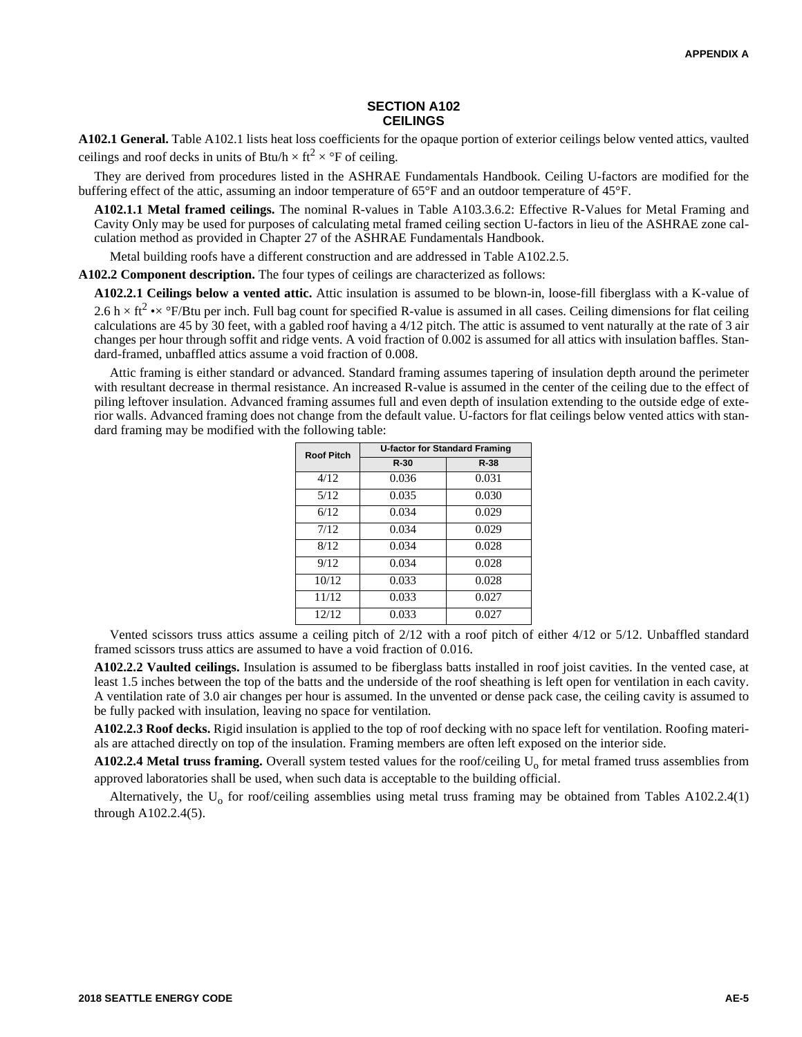## SECTION A102
## CEILINGS

**A102.1 General.** Table A102.1 lists heat loss coefficients for the opaque portion of exterior ceilings below vented attics, vaulted ceilings and roof decks in units of Btu/h × ft$^2$ × °F of ceiling.

They are derived from procedures listed in the ASHRAE Fundamentals Handbook. Ceiling U-factors are modified for the buffering effect of the attic, assuming an indoor temperature of 65°F and an outdoor temperature of 45°F.

**A102.1.1 Metal framed ceilings.** The nominal R-values in Table A103.3.6.2: Effective R-Values for Metal Framing and Cavity Only may be used for purposes of calculating metal framed ceiling section U-factors in lieu of the ASHRAE zone calculation method as provided in Chapter 27 of the ASHRAE Fundamentals Handbook.

Metal building roofs have a different construction and are addressed in Table A102.2.5.

**A102.2 Component description.** The four types of ceilings are characterized as follows:

**A102.2.1 Ceilings below a vented attic.** Attic insulation is assumed to be blown-in, loose-fill fiberglass with a K-value of 2.6 h × ft$^2$ •× °F/Btu per inch. Full bag count for specified R-value is assumed in all cases. Ceiling dimensions for flat ceiling calculations are 45 by 30 feet, with a gabled roof having a 4/12 pitch. The attic is assumed to vent naturally at the rate of 3 air changes per hour through soffit and ridge vents. A void fraction of 0.002 is assumed for all attics with insulation baffles. Standard-framed, unbaffled attics assume a void fraction of 0.008.

Attic framing is either standard or advanced. Standard framing assumes tapering of insulation depth around the perimeter with resultant decrease in thermal resistance. An increased R-value is assumed in the center of the ceiling due to the effect of piling leftover insulation. Advanced framing assumes full and even depth of insulation extending to the outside edge of exterior walls. Advanced framing does not change from the default value. U-factors for flat ceilings below vented attics with standard framing may be modified with the following table:

| Roof Pitch | U-factor for Standard Framing | |
|---|---|---|
| | R-30 | R-38 |
| 4/12 | 0.036 | 0.031 |
| 5/12 | 0.035 | 0.030 |
| 6/12 | 0.034 | 0.029 |
| 7/12 | 0.034 | 0.029 |
| 8/12 | 0.034 | 0.028 |
| 9/12 | 0.034 | 0.028 |
| 10/12 | 0.033 | 0.028 |
| 11/12 | 0.033 | 0.027 |
| 12/12 | 0.033 | 0.027 |

Vented scissors truss attics assume a ceiling pitch of 2/12 with a roof pitch of either 4/12 or 5/12. Unbaffled standard framed scissors truss attics are assumed to have a void fraction of 0.016.

**A102.2.2 Vaulted ceilings.** Insulation is assumed to be fiberglass batts installed in roof joist cavities. In the vented case, at least 1.5 inches between the top of the batts and the underside of the roof sheathing is left open for ventilation in each cavity. A ventilation rate of 3.0 air changes per hour is assumed. In the unvented or dense pack case, the ceiling cavity is assumed to be fully packed with insulation, leaving no space for ventilation.

**A102.2.3 Roof decks.** Rigid insulation is applied to the top of roof decking with no space left for ventilation. Roofing materials are attached directly on top of the insulation. Framing members are often left exposed on the interior side.

**A102.2.4 Metal truss framing.** Overall system tested values for the roof/ceiling $U_o$ for metal framed truss assemblies from approved laboratories shall be used, when such data is acceptable to the building official.

Alternatively, the $U_o$ for roof/ceiling assemblies using metal truss framing may be obtained from Tables A102.2.4(1) through A102.2.4(5).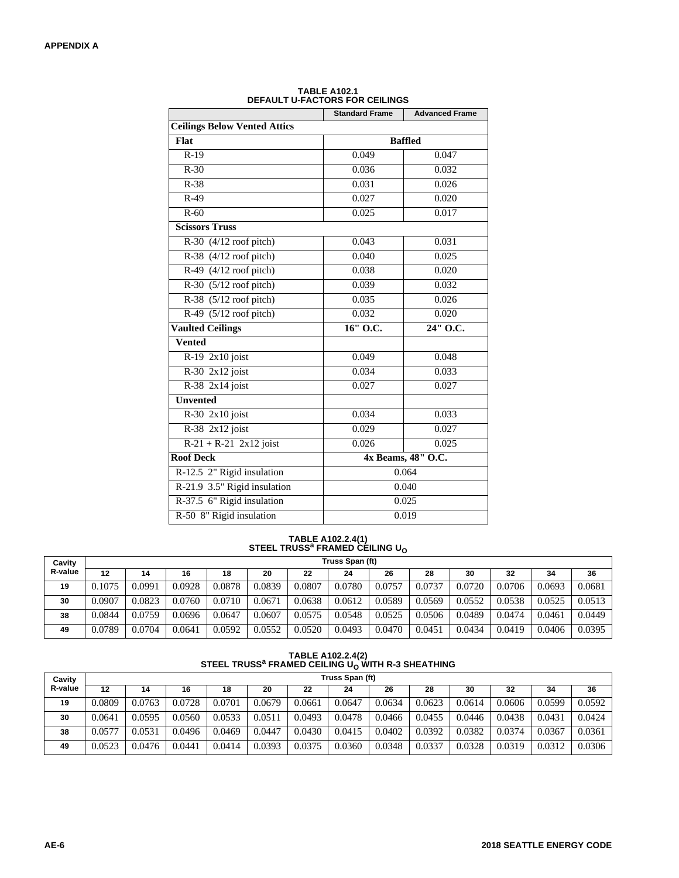**TABLE A102.1**
**DEFAULT U-FACTORS FOR CEILINGS**

| | Standard Frame | Advanced Frame |
|---|---|---|
| **Ceilings Below Vented Attics** | | |
| **Flat** | **Baffled** | |
| R-19 | 0.049 | 0.047 |
| R-30 | 0.036 | 0.032 |
| R-38 | 0.031 | 0.026 |
| R-49 | 0.027 | 0.020 |
| R-60 | 0.025 | 0.017 |
| **Scissors Truss** | | |
| R-30 (4/12 roof pitch) | 0.043 | 0.031 |
| R-38 (4/12 roof pitch) | 0.040 | 0.025 |
| R-49 (4/12 roof pitch) | 0.038 | 0.020 |
| R-30 (5/12 roof pitch) | 0.039 | 0.032 |
| R-38 (5/12 roof pitch) | 0.035 | 0.026 |
| R-49 (5/12 roof pitch) | 0.032 | 0.020 |
| **Vaulted Ceilings** | **16" O.C.** | **24" O.C.** |
| **Vented** | | |
| R-19 2x10 joist | 0.049 | 0.048 |
| R-30 2x12 joist | 0.034 | 0.033 |
| R-38 2x14 joist | 0.027 | 0.027 |
| **Unvented** | | |
| R-30 2x10 joist | 0.034 | 0.033 |
| R-38 2x12 joist | 0.029 | 0.027 |
| R-21 + R-21 2x12 joist | 0.026 | 0.025 |
| **Roof Deck** | **4x Beams, 48" O.C.** | |
| R-12.5 2" Rigid insulation | 0.064 | |
| R-21.9 3.5" Rigid insulation | 0.040 | |
| R-37.5 6" Rigid insulation | 0.025 | |
| R-50 8" Rigid insulation | 0.019 | |

**TABLE A102.2.4(1)**
**STEEL TRUSS[a] FRAMED CEILING $U_O$**

| Cavity R-value | Truss Span (ft) | | | | | | | | | | | | |
|---|---|---|---|---|---|---|---|---|---|---|---|---|---|
| | 12 | 14 | 16 | 18 | 20 | 22 | 24 | 26 | 28 | 30 | 32 | 34 | 36 |
| 19 | 0.1075 | 0.0991 | 0.0928 | 0.0878 | 0.0839 | 0.0807 | 0.0780 | 0.0757 | 0.0737 | 0.0720 | 0.0706 | 0.0693 | 0.0681 |
| 30 | 0.0907 | 0.0823 | 0.0760 | 0.0710 | 0.0671 | 0.0638 | 0.0612 | 0.0589 | 0.0569 | 0.0552 | 0.0538 | 0.0525 | 0.0513 |
| 38 | 0.0844 | 0.0759 | 0.0696 | 0.0647 | 0.0607 | 0.0575 | 0.0548 | 0.0525 | 0.0506 | 0.0489 | 0.0474 | 0.0461 | 0.0449 |
| 49 | 0.0789 | 0.0704 | 0.0641 | 0.0592 | 0.0552 | 0.0520 | 0.0493 | 0.0470 | 0.0451 | 0.0434 | 0.0419 | 0.0406 | 0.0395 |

**TABLE A102.2.4(2)**
**STEEL TRUSS[a] FRAMED CEILING $U_O$ WITH R-3 SHEATHING**

| Cavity R-value | Truss Span (ft) | | | | | | | | | | | | |
|---|---|---|---|---|---|---|---|---|---|---|---|---|---|
| | 12 | 14 | 16 | 18 | 20 | 22 | 24 | 26 | 28 | 30 | 32 | 34 | 36 |
| 19 | 0.0809 | 0.0763 | 0.0728 | 0.0701 | 0.0679 | 0.0661 | 0.0647 | 0.0634 | 0.0623 | 0.0614 | 0.0606 | 0.0599 | 0.0592 |
| 30 | 0.0641 | 0.0595 | 0.0560 | 0.0533 | 0.0511 | 0.0493 | 0.0478 | 0.0466 | 0.0455 | 0.0446 | 0.0438 | 0.0431 | 0.0424 |
| 38 | 0.0577 | 0.0531 | 0.0496 | 0.0469 | 0.0447 | 0.0430 | 0.0415 | 0.0402 | 0.0392 | 0.0382 | 0.0374 | 0.0367 | 0.0361 |
| 49 | 0.0523 | 0.0476 | 0.0441 | 0.0414 | 0.0393 | 0.0375 | 0.0360 | 0.0348 | 0.0337 | 0.0328 | 0.0319 | 0.0312 | 0.0306 |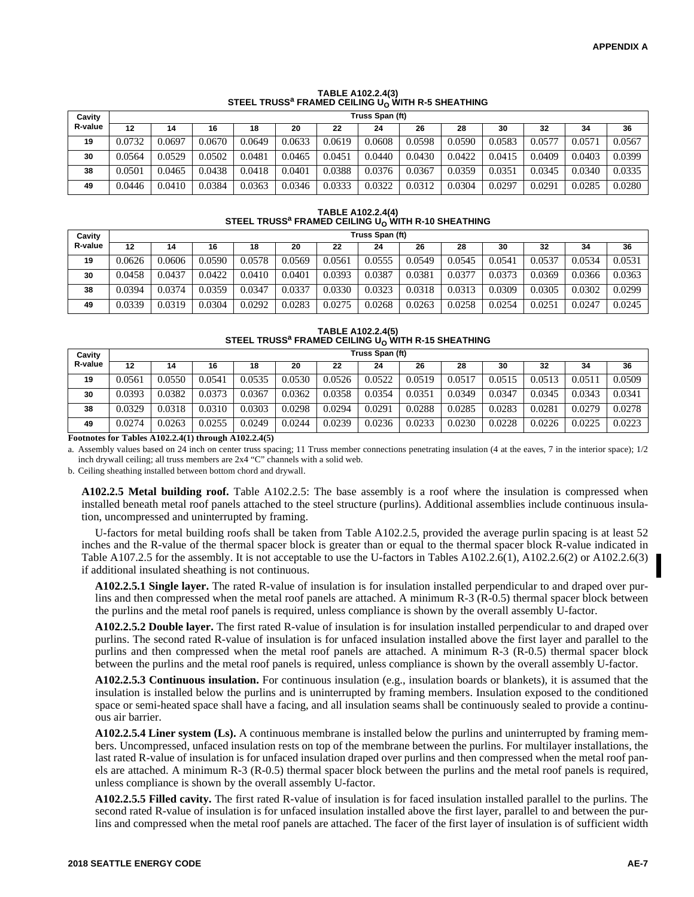**TABLE A102.2.4(3)**
**STEEL TRUSS[a] FRAMED CEILING $U_O$ WITH R-5 SHEATHING**

| Cavity R-value | Truss Span (ft) | | | | | | | | | | | | |
|---|---|---|---|---|---|---|---|---|---|---|---|---|---|
| | 12 | 14 | 16 | 18 | 20 | 22 | 24 | 26 | 28 | 30 | 32 | 34 | 36 |
| 19 | 0.0732 | 0.0697 | 0.0670 | 0.0649 | 0.0633 | 0.0619 | 0.0608 | 0.0598 | 0.0590 | 0.0583 | 0.0577 | 0.0571 | 0.0567 |
| 30 | 0.0564 | 0.0529 | 0.0502 | 0.0481 | 0.0465 | 0.0451 | 0.0440 | 0.0430 | 0.0422 | 0.0415 | 0.0409 | 0.0403 | 0.0399 |
| 38 | 0.0501 | 0.0465 | 0.0438 | 0.0418 | 0.0401 | 0.0388 | 0.0376 | 0.0367 | 0.0359 | 0.0351 | 0.0345 | 0.0340 | 0.0335 |
| 49 | 0.0446 | 0.0410 | 0.0384 | 0.0363 | 0.0346 | 0.0333 | 0.0322 | 0.0312 | 0.0304 | 0.0297 | 0.0291 | 0.0285 | 0.0280 |

**TABLE A102.2.4(4)**
**STEEL TRUSS[a] FRAMED CEILING $U_O$ WITH R-10 SHEATHING**

| Cavity R-value | Truss Span (ft) | | | | | | | | | | | | |
|---|---|---|---|---|---|---|---|---|---|---|---|---|---|
| | 12 | 14 | 16 | 18 | 20 | 22 | 24 | 26 | 28 | 30 | 32 | 34 | 36 |
| 19 | 0.0626 | 0.0606 | 0.0590 | 0.0578 | 0.0569 | 0.0561 | 0.0555 | 0.0549 | 0.0545 | 0.0541 | 0.0537 | 0.0534 | 0.0531 |
| 30 | 0.0458 | 0.0437 | 0.0422 | 0.0410 | 0.0401 | 0.0393 | 0.0387 | 0.0381 | 0.0377 | 0.0373 | 0.0369 | 0.0366 | 0.0363 |
| 38 | 0.0394 | 0.0374 | 0.0359 | 0.0347 | 0.0337 | 0.0330 | 0.0323 | 0.0318 | 0.0313 | 0.0309 | 0.0305 | 0.0302 | 0.0299 |
| 49 | 0.0339 | 0.0319 | 0.0304 | 0.0292 | 0.0283 | 0.0275 | 0.0268 | 0.0263 | 0.0258 | 0.0254 | 0.0251 | 0.0247 | 0.0245 |

**TABLE A102.2.4(5)**
**STEEL TRUSS[a] FRAMED CEILING $U_O$ WITH R-15 SHEATHING**

| Cavity R-value | Truss Span (ft) | | | | | | | | | | | | |
|---|---|---|---|---|---|---|---|---|---|---|---|---|---|
| | 12 | 14 | 16 | 18 | 20 | 22 | 24 | 26 | 28 | 30 | 32 | 34 | 36 |
| 19 | 0.0561 | 0.0550 | 0.0541 | 0.0535 | 0.0530 | 0.0526 | 0.0522 | 0.0519 | 0.0517 | 0.0515 | 0.0513 | 0.0511 | 0.0509 |
| 30 | 0.0393 | 0.0382 | 0.0373 | 0.0367 | 0.0362 | 0.0358 | 0.0354 | 0.0351 | 0.0349 | 0.0347 | 0.0345 | 0.0343 | 0.0341 |
| 38 | 0.0329 | 0.0318 | 0.0310 | 0.0303 | 0.0298 | 0.0294 | 0.0291 | 0.0288 | 0.0285 | 0.0283 | 0.0281 | 0.0279 | 0.0278 |
| 49 | 0.0274 | 0.0263 | 0.0255 | 0.0249 | 0.0244 | 0.0239 | 0.0236 | 0.0233 | 0.0230 | 0.0228 | 0.0226 | 0.0225 | 0.0223 |

**Footnotes for Tables A102.2.4(1) through A102.2.4(5)**

a. Assembly values based on 24 inch on center truss spacing; 11 Truss member connections penetrating insulation (4 at the eaves, 7 in the interior space); 1/2 inch drywall ceiling; all truss members are 2x4 "C" channels with a solid web.

b. Ceiling sheathing installed between bottom chord and drywall.

**A102.2.5 Metal building roof.** Table A102.2.5: The base assembly is a roof where the insulation is compressed when installed beneath metal roof panels attached to the steel structure (purlins). Additional assemblies include continuous insulation, uncompressed and uninterrupted by framing.

U-factors for metal building roofs shall be taken from Table A102.2.5, provided the average purlin spacing is at least 52 inches and the R-value of the thermal spacer block is greater than or equal to the thermal spacer block R-value indicated in Table A107.2.5 for the assembly. It is not acceptable to use the U-factors in Tables A102.2.6(1), A102.2.6(2) or A102.2.6(3) if additional insulated sheathing is not continuous.

**A102.2.5.1 Single layer.** The rated R-value of insulation is for insulation installed perpendicular to and draped over purlins and then compressed when the metal roof panels are attached. A minimum R-3 (R-0.5) thermal spacer block between the purlins and the metal roof panels is required, unless compliance is shown by the overall assembly U-factor.

**A102.2.5.2 Double layer.** The first rated R-value of insulation is for insulation installed perpendicular to and draped over purlins. The second rated R-value of insulation is for unfaced insulation installed above the first layer and parallel to the purlins and then compressed when the metal roof panels are attached. A minimum R-3 (R-0.5) thermal spacer block between the purlins and the metal roof panels is required, unless compliance is shown by the overall assembly U-factor.

**A102.2.5.3 Continuous insulation.** For continuous insulation (e.g., insulation boards or blankets), it is assumed that the insulation is installed below the purlins and is uninterrupted by framing members. Insulation exposed to the conditioned space or semi-heated space shall have a facing, and all insulation seams shall be continuously sealed to provide a continuous air barrier.

**A102.2.5.4 Liner system (Ls).** A continuous membrane is installed below the purlins and uninterrupted by framing members. Uncompressed, unfaced insulation rests on top of the membrane between the purlins. For multilayer installations, the last rated R-value of insulation is for unfaced insulation draped over purlins and then compressed when the metal roof panels are attached. A minimum R-3 (R-0.5) thermal spacer block between the purlins and the metal roof panels is required, unless compliance is shown by the overall assembly U-factor.

**A102.2.5.5 Filled cavity.** The first rated R-value of insulation is for faced insulation installed parallel to the purlins. The second rated R-value of insulation is for unfaced insulation installed above the first layer, parallel to and between the purlins and compressed when the metal roof panels are attached. The facer of the first layer of insulation is of sufficient width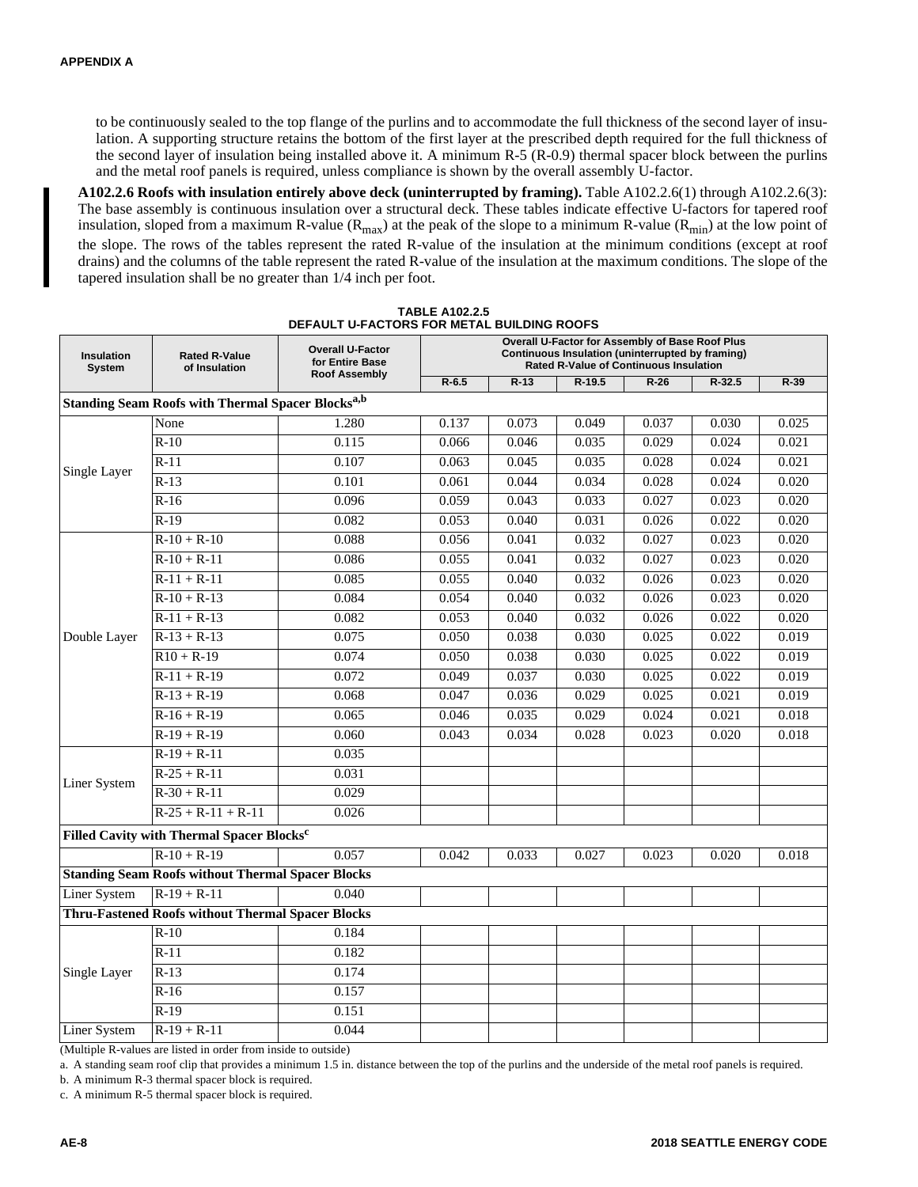to be continuously sealed to the top flange of the purlins and to accommodate the full thickness of the second layer of insulation. A supporting structure retains the bottom of the first layer at the prescribed depth required for the full thickness of the second layer of insulation being installed above it. A minimum R-5 (R-0.9) thermal spacer block between the purlins and the metal roof panels is required, unless compliance is shown by the overall assembly U-factor.

**A102.2.6 Roofs with insulation entirely above deck (uninterrupted by framing).** Table A102.2.6(1) through A102.2.6(3): The base assembly is continuous insulation over a structural deck. These tables indicate effective U-factors for tapered roof insulation, sloped from a maximum R-value ($R_{max}$) at the peak of the slope to a minimum R-value ($R_{min}$) at the low point of the slope. The rows of the tables represent the rated R-value of the insulation at the minimum conditions (except at roof drains) and the columns of the table represent the rated R-value of the insulation at the maximum conditions. The slope of the tapered insulation shall be no greater than 1/4 inch per foot.

**TABLE A102.2.5**
**DEFAULT U-FACTORS FOR METAL BUILDING ROOFS**

| Insulation System | Rated R-Value of Insulation | Overall U-Factor for Entire Base Roof Assembly | Overall U-Factor for Assembly of Base Roof Plus Continuous Insulation (uninterrupted by framing) Rated R-Value of Continuous Insulation | | | | | |
|---|---|---|---|---|---|---|---|---|
| | | | R-6.5 | R-13 | R-19.5 | R-26 | R-32.5 | R-39 |
| **Standing Seam Roofs with Thermal Spacer Blocks[a,b]** | | | | | | | | |
| Single Layer | None | 1.280 | 0.137 | 0.073 | 0.049 | 0.037 | 0.030 | 0.025 |
| | R-10 | 0.115 | 0.066 | 0.046 | 0.035 | 0.029 | 0.024 | 0.021 |
| | R-11 | 0.107 | 0.063 | 0.045 | 0.035 | 0.028 | 0.024 | 0.021 |
| | R-13 | 0.101 | 0.061 | 0.044 | 0.034 | 0.028 | 0.024 | 0.020 |
| | R-16 | 0.096 | 0.059 | 0.043 | 0.033 | 0.027 | 0.023 | 0.020 |
| | R-19 | 0.082 | 0.053 | 0.040 | 0.031 | 0.026 | 0.022 | 0.020 |
| Double Layer | R-10 + R-10 | 0.088 | 0.056 | 0.041 | 0.032 | 0.027 | 0.023 | 0.020 |
| | R-10 + R-11 | 0.086 | 0.055 | 0.041 | 0.032 | 0.027 | 0.023 | 0.020 |
| | R-11 + R-11 | 0.085 | 0.055 | 0.040 | 0.032 | 0.026 | 0.023 | 0.020 |
| | R-10 + R-13 | 0.084 | 0.054 | 0.040 | 0.032 | 0.026 | 0.023 | 0.020 |
| | R-11 + R-13 | 0.082 | 0.053 | 0.040 | 0.032 | 0.026 | 0.022 | 0.020 |
| | R-13 + R-13 | 0.075 | 0.050 | 0.038 | 0.030 | 0.025 | 0.022 | 0.019 |
| | R10 + R-19 | 0.074 | 0.050 | 0.038 | 0.030 | 0.025 | 0.022 | 0.019 |
| | R-11 + R-19 | 0.072 | 0.049 | 0.037 | 0.030 | 0.025 | 0.022 | 0.019 |
| | R-13 + R-19 | 0.068 | 0.047 | 0.036 | 0.029 | 0.025 | 0.021 | 0.019 |
| | R-16 + R-19 | 0.065 | 0.046 | 0.035 | 0.029 | 0.024 | 0.021 | 0.018 |
| | R-19 + R-19 | 0.060 | 0.043 | 0.034 | 0.028 | 0.023 | 0.020 | 0.018 |
| Liner System | R-19 + R-11 | 0.035 | | | | | | |
| | R-25 + R-11 | 0.031 | | | | | | |
| | R-30 + R-11 | 0.029 | | | | | | |
| | R-25 + R-11 + R-11 | 0.026 | | | | | | |
| **Filled Cavity with Thermal Spacer Blocks[c]** | | | | | | | | |
| | R-10 + R-19 | 0.057 | 0.042 | 0.033 | 0.027 | 0.023 | 0.020 | 0.018 |
| **Standing Seam Roofs without Thermal Spacer Blocks** | | | | | | | | |
| Liner System | R-19 + R-11 | 0.040 | | | | | | |
| **Thru-Fastened Roofs without Thermal Spacer Blocks** | | | | | | | | |
| Single Layer | R-10 | 0.184 | | | | | | |
| | R-11 | 0.182 | | | | | | |
| | R-13 | 0.174 | | | | | | |
| | R-16 | 0.157 | | | | | | |
| | R-19 | 0.151 | | | | | | |
| Liner System | R-19 + R-11 | 0.044 | | | | | | |

(Multiple R-values are listed in order from inside to outside)

a. A standing seam roof clip that provides a minimum 1.5 in. distance between the top of the purlins and the underside of the metal roof panels is required.

b. A minimum R-3 thermal spacer block is required.

c. A minimum R-5 thermal spacer block is required.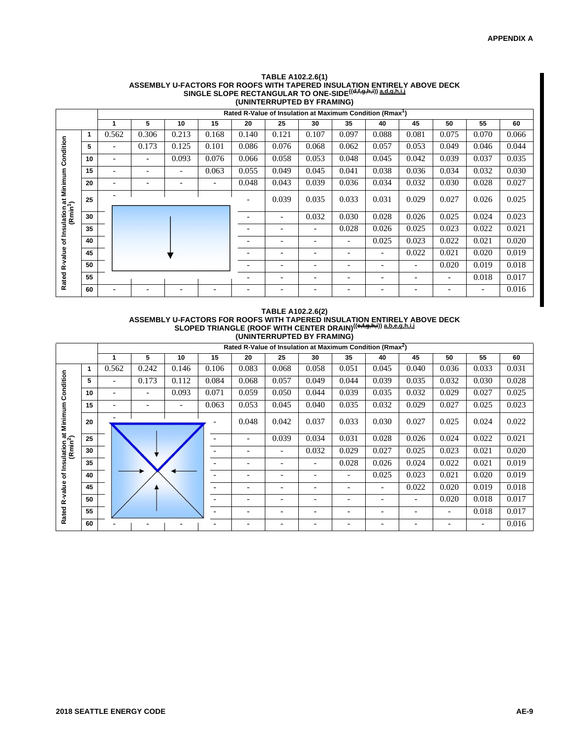**TABLE A102.2.6(1)**
**ASSEMBLY U-FACTORS FOR ROOFS WITH TAPERED INSULATION ENTIRELY ABOVE DECK SINGLE SLOPE RECTANGULAR TO ONE-SIDE((d,f,g,h,i)) a,d,g,h,i,j**
**(UNINTERRUPTED BY FRAMING)**

| Rated R-value of Insulation at Minimum Condition (Rmin[1]) | Rated R-Value of Insulation at Maximum Condition (Rmax[1]) | | | | | | | | | | | | |
|---|---|---|---|---|---|---|---|---|---|---|---|---|---|
| | 1 | 5 | 10 | 15 | 20 | 25 | 30 | 35 | 40 | 45 | 50 | 55 | 60 |
| 1 | 0.562 | 0.306 | 0.213 | 0.168 | 0.140 | 0.121 | 0.107 | 0.097 | 0.088 | 0.081 | 0.075 | 0.070 | 0.066 |
| 5 | - | 0.173 | 0.125 | 0.101 | 0.086 | 0.076 | 0.068 | 0.062 | 0.057 | 0.053 | 0.049 | 0.046 | 0.044 |
| 10 | - | - | 0.093 | 0.076 | 0.066 | 0.058 | 0.053 | 0.048 | 0.045 | 0.042 | 0.039 | 0.037 | 0.035 |
| 15 | - | - | - | 0.063 | 0.055 | 0.049 | 0.045 | 0.041 | 0.038 | 0.036 | 0.034 | 0.032 | 0.030 |
| 20 | - | - | - | - | 0.048 | 0.043 | 0.039 | 0.036 | 0.034 | 0.032 | 0.030 | 0.028 | 0.027 |
| 25 | - | | | | - | 0.039 | 0.035 | 0.033 | 0.031 | 0.029 | 0.027 | 0.026 | 0.025 |
| 30 | | | | | - | - | 0.032 | 0.030 | 0.028 | 0.026 | 0.025 | 0.024 | 0.023 |
| 35 | | | | | - | - | - | 0.028 | 0.026 | 0.025 | 0.023 | 0.022 | 0.021 |
| 40 | | | | | - | - | - | - | 0.025 | 0.023 | 0.022 | 0.021 | 0.020 |
| 45 | | | | | - | - | - | - | - | 0.022 | 0.021 | 0.020 | 0.019 |
| 50 | | | | | - | - | - | - | - | - | 0.020 | 0.019 | 0.018 |
| 55 | | | | | - | - | - | - | - | - | - | 0.018 | 0.017 |
| 60 | - | - | - | - | - | - | - | - | - | - | - | - | 0.016 |

**TABLE A102.2.6(2)**
**ASSEMBLY U-FACTORS FOR ROOFS WITH TAPERED INSULATION ENTIRELY ABOVE DECK SLOPED TRIANGLE (ROOF WITH CENTER DRAIN)((e,f,g,h,i)) a,b,e,g,h,i,j**
**(UNINTERRUPTED BY FRAMING)**

| Rated R-value of Insulation at Minimum Condition (Rmin[2]) | Rated R-Value of Insulation at Maximum Condition (Rmax[2]) | | | | | | | | | | | | |
|---|---|---|---|---|---|---|---|---|---|---|---|---|---|
| | 1 | 5 | 10 | 15 | 20 | 25 | 30 | 35 | 40 | 45 | 50 | 55 | 60 |
| 1 | 0.562 | 0.242 | 0.146 | 0.106 | 0.083 | 0.068 | 0.058 | 0.051 | 0.045 | 0.040 | 0.036 | 0.033 | 0.031 |
| 5 | - | 0.173 | 0.112 | 0.084 | 0.068 | 0.057 | 0.049 | 0.044 | 0.039 | 0.035 | 0.032 | 0.030 | 0.028 |
| 10 | - | - | 0.093 | 0.071 | 0.059 | 0.050 | 0.044 | 0.039 | 0.035 | 0.032 | 0.029 | 0.027 | 0.025 |
| 15 | - | - | - | 0.063 | 0.053 | 0.045 | 0.040 | 0.035 | 0.032 | 0.029 | 0.027 | 0.025 | 0.023 |
| 20 | - | | | - | 0.048 | 0.042 | 0.037 | 0.033 | 0.030 | 0.027 | 0.025 | 0.024 | 0.022 |
| 25 | | | | - | - | 0.039 | 0.034 | 0.031 | 0.028 | 0.026 | 0.024 | 0.022 | 0.021 |
| 30 | | | | - | - | - | 0.032 | 0.029 | 0.027 | 0.025 | 0.023 | 0.021 | 0.020 |
| 35 | | | | - | - | - | - | 0.028 | 0.026 | 0.024 | 0.022 | 0.021 | 0.019 |
| 40 | | | | - | - | - | - | - | 0.025 | 0.023 | 0.021 | 0.020 | 0.019 |
| 45 | | | | - | - | - | - | - | - | 0.022 | 0.020 | 0.019 | 0.018 |
| 50 | | | | - | - | - | - | - | - | - | 0.020 | 0.018 | 0.017 |
| 55 | | | | - | - | - | - | - | - | - | - | 0.018 | 0.017 |
| 60 | - | - | - | - | - | - | - | - | - | - | - | - | 0.016 |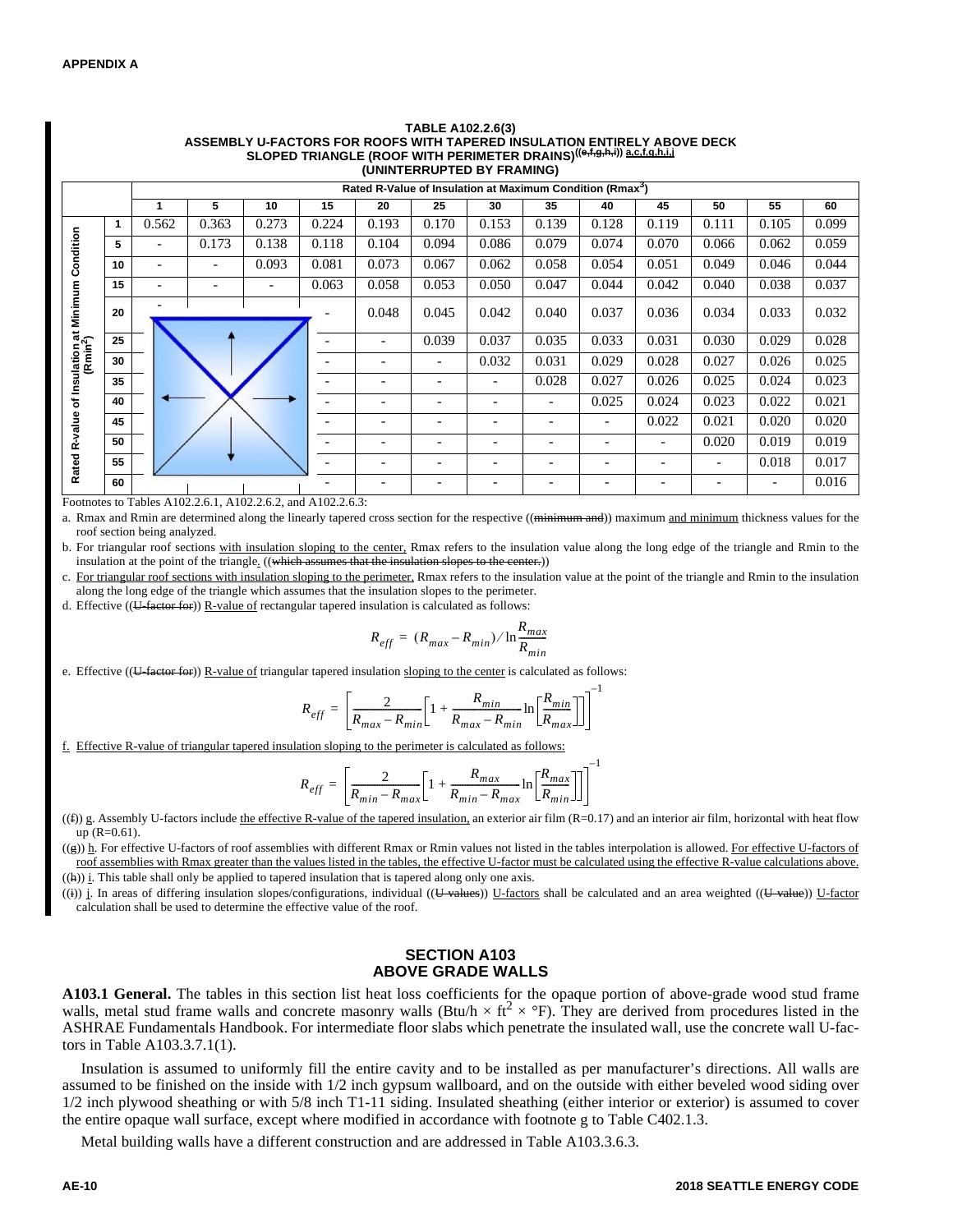**TABLE A102.2.6(3)**
**ASSEMBLY U-FACTORS FOR ROOFS WITH TAPERED INSULATION ENTIRELY ABOVE DECK SLOPED TRIANGLE (ROOF WITH PERIMETER DRAINS)((e,f,g,h,i)) a,c,f,g,h,i,j**
**(UNINTERRUPTED BY FRAMING)**

| Rated R-value of Insulation at Minimum Condition ($R_{min}^2$) | Rated R-Value of Insulation at Maximum Condition ($R_{max}^3$) | | | | | | | | | | | | |
|---|---|---|---|---|---|---|---|---|---|---|---|---|---|
| | 1 | 5 | 10 | 15 | 20 | 25 | 30 | 35 | 40 | 45 | 50 | 55 | 60 |
| 1 | 0.562 | 0.363 | 0.273 | 0.224 | 0.193 | 0.170 | 0.153 | 0.139 | 0.128 | 0.119 | 0.111 | 0.105 | 0.099 |
| 5 | - | 0.173 | 0.138 | 0.118 | 0.104 | 0.094 | 0.086 | 0.079 | 0.074 | 0.070 | 0.066 | 0.062 | 0.059 |
| 10 | - | - | 0.093 | 0.081 | 0.073 | 0.067 | 0.062 | 0.058 | 0.054 | 0.051 | 0.049 | 0.046 | 0.044 |
| 15 | - | - | - | 0.063 | 0.058 | 0.053 | 0.050 | 0.047 | 0.044 | 0.042 | 0.040 | 0.038 | 0.037 |
| 20 | - | | | - | 0.048 | 0.045 | 0.042 | 0.040 | 0.037 | 0.036 | 0.034 | 0.033 | 0.032 |
| 25 | | | | - | - | 0.039 | 0.037 | 0.035 | 0.033 | 0.031 | 0.030 | 0.029 | 0.028 |
| 30 | | | | - | - | - | 0.032 | 0.031 | 0.029 | 0.028 | 0.027 | 0.026 | 0.025 |
| 35 | | | | - | - | - | - | 0.028 | 0.027 | 0.026 | 0.025 | 0.024 | 0.023 |
| 40 | | | | - | - | - | - | - | 0.025 | 0.024 | 0.023 | 0.022 | 0.021 |
| 45 | | | | - | - | - | - | - | - | 0.022 | 0.021 | 0.020 | 0.020 |
| 50 | | | | - | - | - | - | - | - | - | 0.020 | 0.019 | 0.019 |
| 55 | | | | - | - | - | - | - | - | - | - | 0.018 | 0.017 |
| 60 | | | | - | - | - | - | - | - | - | - | - | 0.016 |

Footnotes to Tables A102.2.6.1, A102.2.6.2, and A102.2.6.3:

a. Rmax and Rmin are determined along the linearly tapered cross section for the respective ((minimum and)) maximum and minimum thickness values for the roof section being analyzed.

b. For triangular roof sections with insulation sloping to the center, Rmax refers to the insulation value along the long edge of the triangle and Rmin to the insulation at the point of the triangle. ((which assumes that the insulation slopes to the center.))

c. For triangular roof sections with insulation sloping to the perimeter, Rmax refers to the insulation value at the point of the triangle and Rmin to the insulation along the long edge of the triangle which assumes that the insulation slopes to the perimeter.

d. Effective ((U-factor for)) R-value of rectangular tapered insulation is calculated as follows:

$$R_{eff} = (R_{max} - R_{min}) / \ln\frac{R_{max}}{R_{min}}$$

e. Effective ((U-factor for)) R-value of triangular tapered insulation sloping to the center is calculated as follows:

$$R_{eff} = \left[\frac{2}{R_{max} - R_{min}}\left[1 + \frac{R_{min}}{R_{max} - R_{min}}\ln\left[\frac{R_{min}}{R_{max}}\right]\right]\right]^{-1}$$

f. Effective R-value of triangular tapered insulation sloping to the perimeter is calculated as follows:

$$R_{eff} = \left[\frac{2}{R_{min} - R_{max}}\left[1 + \frac{R_{max}}{R_{min} - R_{max}}\ln\left[\frac{R_{max}}{R_{min}}\right]\right]\right]^{-1}$$

((f)) g. Assembly U-factors include the effective R-value of the tapered insulation, an exterior air film (R=0.17) and an interior air film, horizontal with heat flow up (R=0.61).

((g)) h. For effective U-factors of roof assemblies with different Rmax or Rmin values not listed in the tables interpolation is allowed. For effective U-factors of roof assemblies with Rmax greater than the values listed in the tables, the effective U-factor must be calculated using the effective R-value calculations above.

((h)) i. This table shall only be applied to tapered insulation that is tapered along only one axis.

((i)) j. In areas of differing insulation slopes/configurations, individual ((U-values)) U-factors shall be calculated and an area weighted ((U-value)) U-factor calculation shall be used to determine the effective value of the roof.

## SECTION A103
## ABOVE GRADE WALLS

**A103.1 General.** The tables in this section list heat loss coefficients for the opaque portion of above-grade wood stud frame walls, metal stud frame walls and concrete masonry walls (Btu/h × ft$^2$ × °F). They are derived from procedures listed in the ASHRAE Fundamentals Handbook. For intermediate floor slabs which penetrate the insulated wall, use the concrete wall U-factors in Table A103.3.7.1(1).

Insulation is assumed to uniformly fill the entire cavity and to be installed as per manufacturer's directions. All walls are assumed to be finished on the inside with 1/2 inch gypsum wallboard, and on the outside with either beveled wood siding over 1/2 inch plywood sheathing or with 5/8 inch T1-11 siding. Insulated sheathing (either interior or exterior) is assumed to cover the entire opaque wall surface, except where modified in accordance with footnote g to Table C402.1.3.

Metal building walls have a different construction and are addressed in Table A103.3.6.3.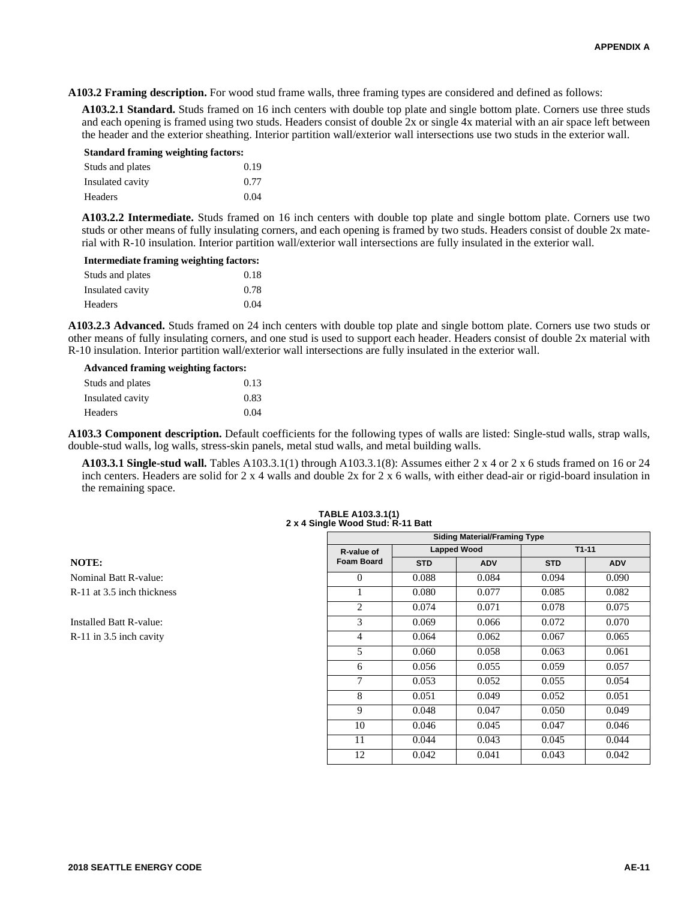**A103.2 Framing description.** For wood stud frame walls, three framing types are considered and defined as follows:

**A103.2.1 Standard.** Studs framed on 16 inch centers with double top plate and single bottom plate. Corners use three studs and each opening is framed using two studs. Headers consist of double 2x or single 4x material with an air space left between the header and the exterior sheathing. Interior partition wall/exterior wall intersections use two studs in the exterior wall.

**Standard framing weighting factors:**

| | |
|---|---|
| Studs and plates | 0.19 |
| Insulated cavity | 0.77 |
| Headers | 0.04 |

**A103.2.2 Intermediate.** Studs framed on 16 inch centers with double top plate and single bottom plate. Corners use two studs or other means of fully insulating corners, and each opening is framed by two studs. Headers consist of double 2x material with R-10 insulation. Interior partition wall/exterior wall intersections are fully insulated in the exterior wall.

**Intermediate framing weighting factors:**

| | |
|---|---|
| Studs and plates | 0.18 |
| Insulated cavity | 0.78 |
| Headers | 0.04 |

**A103.2.3 Advanced.** Studs framed on 24 inch centers with double top plate and single bottom plate. Corners use two studs or other means of fully insulating corners, and one stud is used to support each header. Headers consist of double 2x material with R-10 insulation. Interior partition wall/exterior wall intersections are fully insulated in the exterior wall.

**Advanced framing weighting factors:**

| | |
|---|---|
| Studs and plates | 0.13 |
| Insulated cavity | 0.83 |
| Headers | 0.04 |

**A103.3 Component description.** Default coefficients for the following types of walls are listed: Single-stud walls, strap walls, double-stud walls, log walls, stress-skin panels, metal stud walls, and metal building walls.

**A103.3.1 Single-stud wall.** Tables A103.3.1(1) through A103.3.1(8): Assumes either 2 x 4 or 2 x 6 studs framed on 16 or 24 inch centers. Headers are solid for 2 x 4 walls and double 2x for 2 x 6 walls, with either dead-air or rigid-board insulation in the remaining space.

**TABLE A103.3.1(1)**
**2 x 4 Single Wood Stud: R-11 Batt**

| R-value of Foam Board | Siding Material/Framing Type | | | |
|---|---|---|---|---|
| | Lapped Wood | | T1-11 | |
| | STD | ADV | STD | ADV |
| 0 | 0.088 | 0.084 | 0.094 | 0.090 |
| 1 | 0.080 | 0.077 | 0.085 | 0.082 |
| 2 | 0.074 | 0.071 | 0.078 | 0.075 |
| 3 | 0.069 | 0.066 | 0.072 | 0.070 |
| 4 | 0.064 | 0.062 | 0.067 | 0.065 |
| 5 | 0.060 | 0.058 | 0.063 | 0.061 |
| 6 | 0.056 | 0.055 | 0.059 | 0.057 |
| 7 | 0.053 | 0.052 | 0.055 | 0.054 |
| 8 | 0.051 | 0.049 | 0.052 | 0.051 |
| 9 | 0.048 | 0.047 | 0.050 | 0.049 |
| 10 | 0.046 | 0.045 | 0.047 | 0.046 |
| 11 | 0.044 | 0.043 | 0.045 | 0.044 |
| 12 | 0.042 | 0.041 | 0.043 | 0.042 |

**NOTE:**

Nominal Batt R-value:
R-11 at 3.5 inch thickness

Installed Batt R-value:
R-11 in 3.5 inch cavity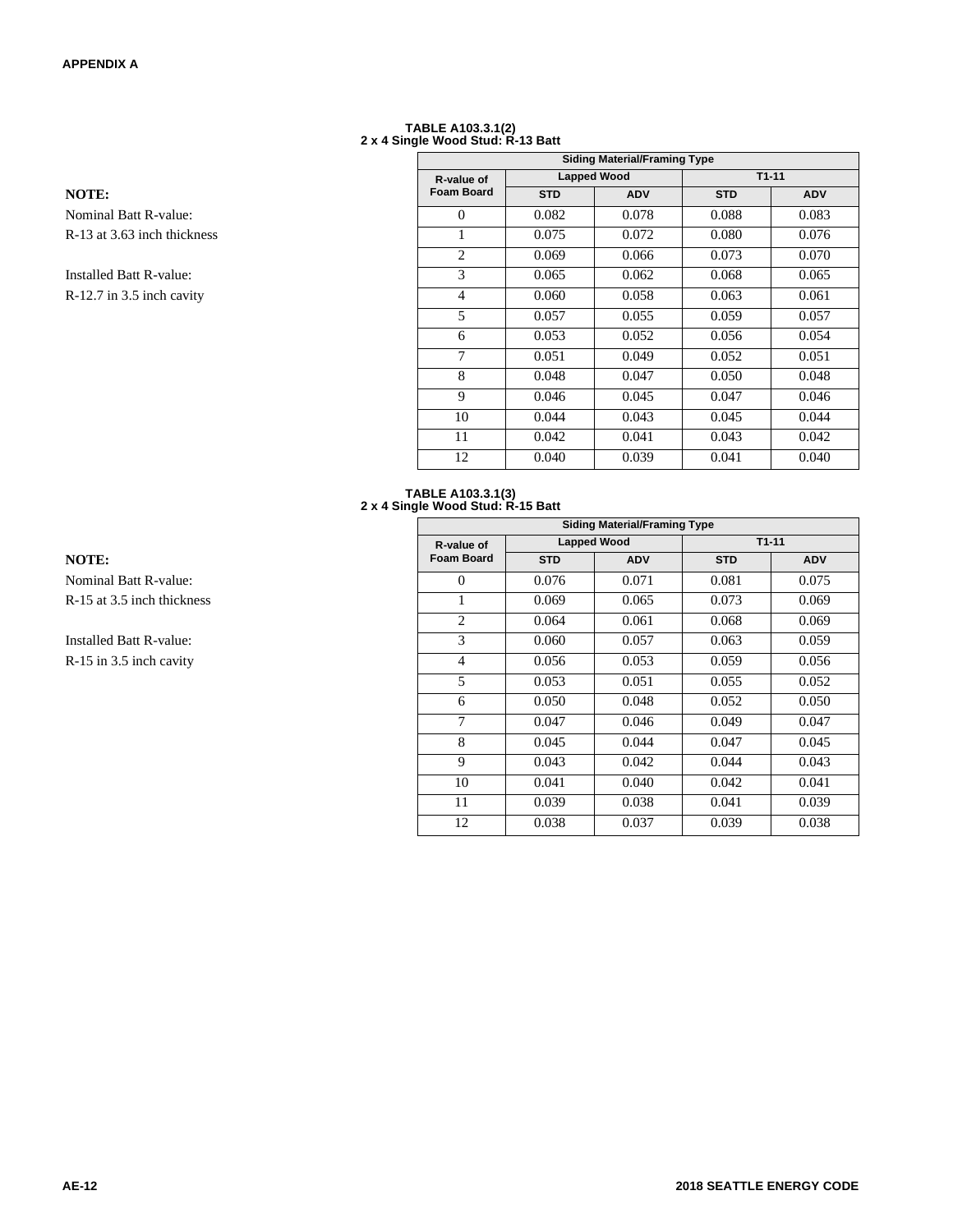**TABLE A103.3.1(2)**
**2 x 4 Single Wood Stud: R-13 Batt**

**NOTE:**
Nominal Batt R-value:
R-13 at 3.63 inch thickness

Installed Batt R-value:
R-12.7 in 3.5 inch cavity

| R-value of Foam Board | Siding Material/Framing Type | | | |
|---|---|---|---|---|
| | Lapped Wood | | T1-11 | |
| | STD | ADV | STD | ADV |
| 0 | 0.082 | 0.078 | 0.088 | 0.083 |
| 1 | 0.075 | 0.072 | 0.080 | 0.076 |
| 2 | 0.069 | 0.066 | 0.073 | 0.070 |
| 3 | 0.065 | 0.062 | 0.068 | 0.065 |
| 4 | 0.060 | 0.058 | 0.063 | 0.061 |
| 5 | 0.057 | 0.055 | 0.059 | 0.057 |
| 6 | 0.053 | 0.052 | 0.056 | 0.054 |
| 7 | 0.051 | 0.049 | 0.052 | 0.051 |
| 8 | 0.048 | 0.047 | 0.050 | 0.048 |
| 9 | 0.046 | 0.045 | 0.047 | 0.046 |
| 10 | 0.044 | 0.043 | 0.045 | 0.044 |
| 11 | 0.042 | 0.041 | 0.043 | 0.042 |
| 12 | 0.040 | 0.039 | 0.041 | 0.040 |

**TABLE A103.3.1(3)**
**2 x 4 Single Wood Stud: R-15 Batt**

**NOTE:**
Nominal Batt R-value:
R-15 at 3.5 inch thickness

Installed Batt R-value:
R-15 in 3.5 inch cavity

| R-value of Foam Board | Siding Material/Framing Type | | | |
|---|---|---|---|---|
| | Lapped Wood | | T1-11 | |
| | STD | ADV | STD | ADV |
| 0 | 0.076 | 0.071 | 0.081 | 0.075 |
| 1 | 0.069 | 0.065 | 0.073 | 0.069 |
| 2 | 0.064 | 0.061 | 0.068 | 0.069 |
| 3 | 0.060 | 0.057 | 0.063 | 0.059 |
| 4 | 0.056 | 0.053 | 0.059 | 0.056 |
| 5 | 0.053 | 0.051 | 0.055 | 0.052 |
| 6 | 0.050 | 0.048 | 0.052 | 0.050 |
| 7 | 0.047 | 0.046 | 0.049 | 0.047 |
| 8 | 0.045 | 0.044 | 0.047 | 0.045 |
| 9 | 0.043 | 0.042 | 0.044 | 0.043 |
| 10 | 0.041 | 0.040 | 0.042 | 0.041 |
| 11 | 0.039 | 0.038 | 0.041 | 0.039 |
| 12 | 0.038 | 0.037 | 0.039 | 0.038 |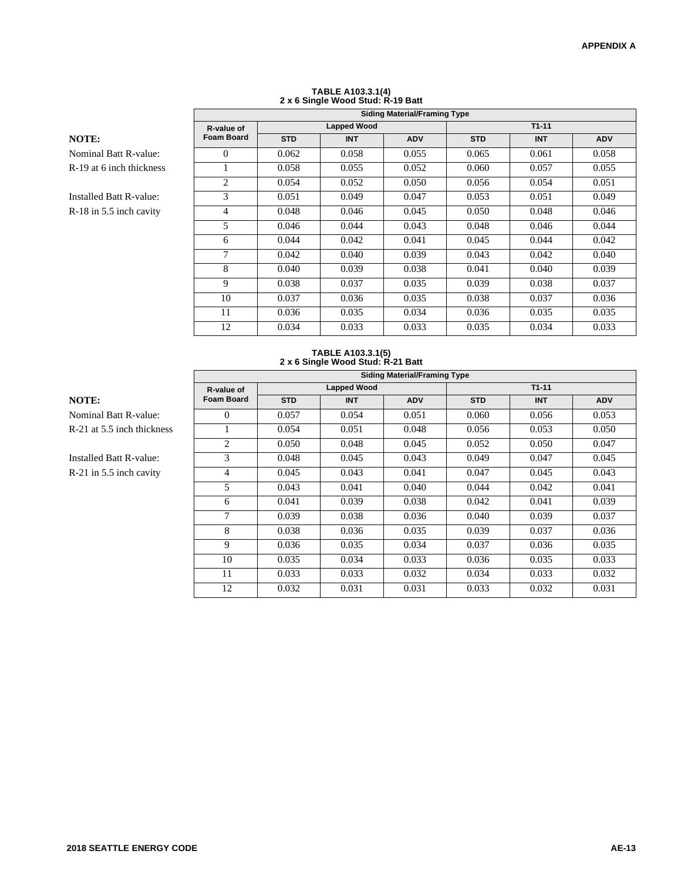**TABLE A103.3.1(4)**
**2 x 6 Single Wood Stud: R-19 Batt**

**NOTE:**
Nominal Batt R-value:
R-19 at 6 inch thickness

Installed Batt R-value:
R-18 in 5.5 inch cavity

| R-value of Foam Board | Siding Material/Framing Type | | | | | |
|---|---|---|---|---|---|---|
| | Lapped Wood | | | T1-11 | | |
| | STD | INT | ADV | STD | INT | ADV |
| 0 | 0.062 | 0.058 | 0.055 | 0.065 | 0.061 | 0.058 |
| 1 | 0.058 | 0.055 | 0.052 | 0.060 | 0.057 | 0.055 |
| 2 | 0.054 | 0.052 | 0.050 | 0.056 | 0.054 | 0.051 |
| 3 | 0.051 | 0.049 | 0.047 | 0.053 | 0.051 | 0.049 |
| 4 | 0.048 | 0.046 | 0.045 | 0.050 | 0.048 | 0.046 |
| 5 | 0.046 | 0.044 | 0.043 | 0.048 | 0.046 | 0.044 |
| 6 | 0.044 | 0.042 | 0.041 | 0.045 | 0.044 | 0.042 |
| 7 | 0.042 | 0.040 | 0.039 | 0.043 | 0.042 | 0.040 |
| 8 | 0.040 | 0.039 | 0.038 | 0.041 | 0.040 | 0.039 |
| 9 | 0.038 | 0.037 | 0.035 | 0.039 | 0.038 | 0.037 |
| 10 | 0.037 | 0.036 | 0.035 | 0.038 | 0.037 | 0.036 |
| 11 | 0.036 | 0.035 | 0.034 | 0.036 | 0.035 | 0.035 |
| 12 | 0.034 | 0.033 | 0.033 | 0.035 | 0.034 | 0.033 |

**TABLE A103.3.1(5)**
**2 x 6 Single Wood Stud: R-21 Batt**

**NOTE:**
Nominal Batt R-value:
R-21 at 5.5 inch thickness

Installed Batt R-value:
R-21 in 5.5 inch cavity

| R-value of Foam Board | Siding Material/Framing Type | | | | | |
|---|---|---|---|---|---|---|
| | Lapped Wood | | | T1-11 | | |
| | STD | INT | ADV | STD | INT | ADV |
| 0 | 0.057 | 0.054 | 0.051 | 0.060 | 0.056 | 0.053 |
| 1 | 0.054 | 0.051 | 0.048 | 0.056 | 0.053 | 0.050 |
| 2 | 0.050 | 0.048 | 0.045 | 0.052 | 0.050 | 0.047 |
| 3 | 0.048 | 0.045 | 0.043 | 0.049 | 0.047 | 0.045 |
| 4 | 0.045 | 0.043 | 0.041 | 0.047 | 0.045 | 0.043 |
| 5 | 0.043 | 0.041 | 0.040 | 0.044 | 0.042 | 0.041 |
| 6 | 0.041 | 0.039 | 0.038 | 0.042 | 0.041 | 0.039 |
| 7 | 0.039 | 0.038 | 0.036 | 0.040 | 0.039 | 0.037 |
| 8 | 0.038 | 0.036 | 0.035 | 0.039 | 0.037 | 0.036 |
| 9 | 0.036 | 0.035 | 0.034 | 0.037 | 0.036 | 0.035 |
| 10 | 0.035 | 0.034 | 0.033 | 0.036 | 0.035 | 0.033 |
| 11 | 0.033 | 0.033 | 0.032 | 0.034 | 0.033 | 0.032 |
| 12 | 0.032 | 0.031 | 0.031 | 0.033 | 0.032 | 0.031 |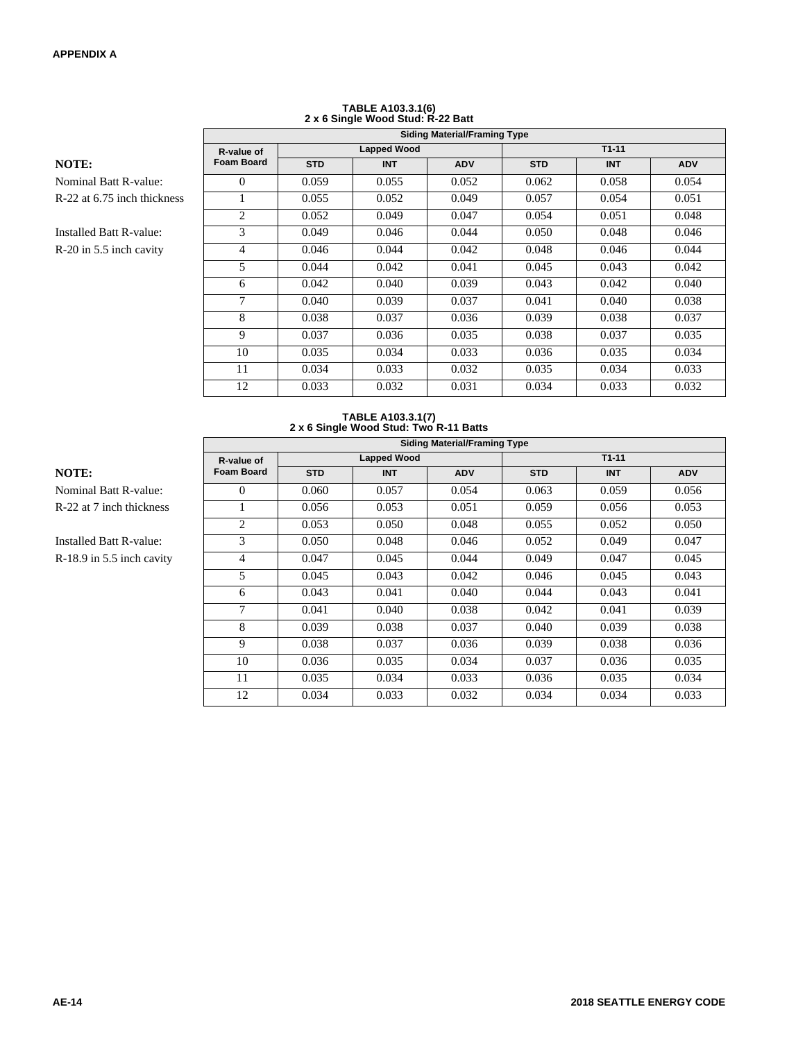**TABLE A103.3.1(6)**
**2 x 6 Single Wood Stud: R-22 Batt**

**NOTE:**

Nominal Batt R-value:
R-22 at 6.75 inch thickness

Installed Batt R-value:
R-20 in 5.5 inch cavity

| R-value of Foam Board | Siding Material/Framing Type | | | | | |
|---|---|---|---|---|---|---|
| | Lapped Wood | | | T1-11 | | |
| | STD | INT | ADV | STD | INT | ADV |
| 0 | 0.059 | 0.055 | 0.052 | 0.062 | 0.058 | 0.054 |
| 1 | 0.055 | 0.052 | 0.049 | 0.057 | 0.054 | 0.051 |
| 2 | 0.052 | 0.049 | 0.047 | 0.054 | 0.051 | 0.048 |
| 3 | 0.049 | 0.046 | 0.044 | 0.050 | 0.048 | 0.046 |
| 4 | 0.046 | 0.044 | 0.042 | 0.048 | 0.046 | 0.044 |
| 5 | 0.044 | 0.042 | 0.041 | 0.045 | 0.043 | 0.042 |
| 6 | 0.042 | 0.040 | 0.039 | 0.043 | 0.042 | 0.040 |
| 7 | 0.040 | 0.039 | 0.037 | 0.041 | 0.040 | 0.038 |
| 8 | 0.038 | 0.037 | 0.036 | 0.039 | 0.038 | 0.037 |
| 9 | 0.037 | 0.036 | 0.035 | 0.038 | 0.037 | 0.035 |
| 10 | 0.035 | 0.034 | 0.033 | 0.036 | 0.035 | 0.034 |
| 11 | 0.034 | 0.033 | 0.032 | 0.035 | 0.034 | 0.033 |
| 12 | 0.033 | 0.032 | 0.031 | 0.034 | 0.033 | 0.032 |

**TABLE A103.3.1(7)**
**2 x 6 Single Wood Stud: Two R-11 Batts**

**NOTE:**

Nominal Batt R-value:
R-22 at 7 inch thickness

Installed Batt R-value:
R-18.9 in 5.5 inch cavity

| R-value of Foam Board | Siding Material/Framing Type | | | | | |
|---|---|---|---|---|---|---|
| | Lapped Wood | | | T1-11 | | |
| | STD | INT | ADV | STD | INT | ADV |
| 0 | 0.060 | 0.057 | 0.054 | 0.063 | 0.059 | 0.056 |
| 1 | 0.056 | 0.053 | 0.051 | 0.059 | 0.056 | 0.053 |
| 2 | 0.053 | 0.050 | 0.048 | 0.055 | 0.052 | 0.050 |
| 3 | 0.050 | 0.048 | 0.046 | 0.052 | 0.049 | 0.047 |
| 4 | 0.047 | 0.045 | 0.044 | 0.049 | 0.047 | 0.045 |
| 5 | 0.045 | 0.043 | 0.042 | 0.046 | 0.045 | 0.043 |
| 6 | 0.043 | 0.041 | 0.040 | 0.044 | 0.043 | 0.041 |
| 7 | 0.041 | 0.040 | 0.038 | 0.042 | 0.041 | 0.039 |
| 8 | 0.039 | 0.038 | 0.037 | 0.040 | 0.039 | 0.038 |
| 9 | 0.038 | 0.037 | 0.036 | 0.039 | 0.038 | 0.036 |
| 10 | 0.036 | 0.035 | 0.034 | 0.037 | 0.036 | 0.035 |
| 11 | 0.035 | 0.034 | 0.033 | 0.036 | 0.035 | 0.034 |
| 12 | 0.034 | 0.033 | 0.032 | 0.034 | 0.034 | 0.033 |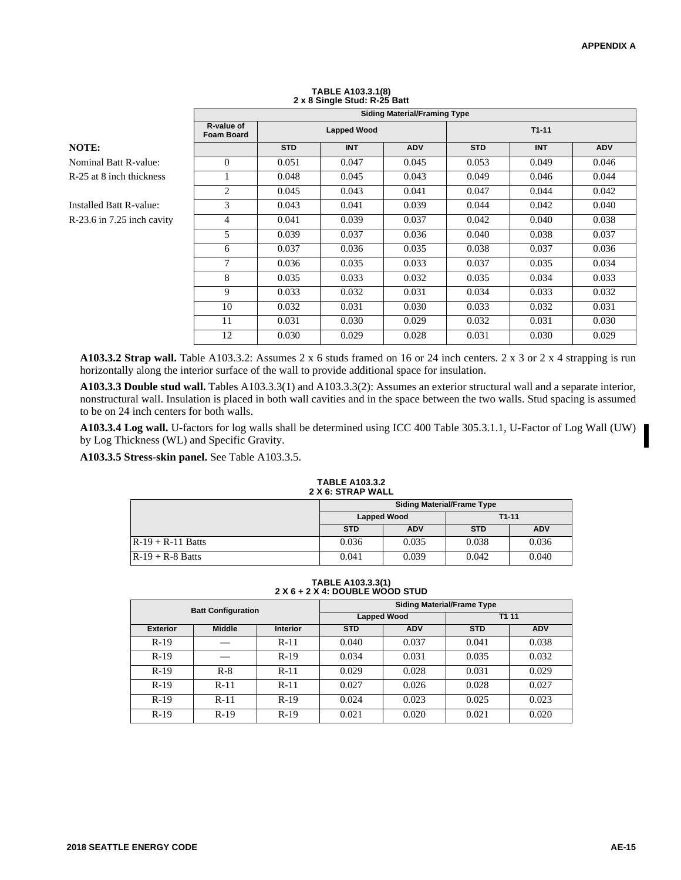**TABLE A103.3.1(8)**
**2 x 8 Single Stud: R-25 Batt**

NOTE:

Nominal Batt R-value:
R-25 at 8 inch thickness

Installed Batt R-value:
R-23.6 in 7.25 inch cavity

| | Siding Material/Framing Type | | | | | |
|---|---|---|---|---|---|---|
| R-value of Foam Board | Lapped Wood | | | T1-11 | | |
| | STD | INT | ADV | STD | INT | ADV |
| 0 | 0.051 | 0.047 | 0.045 | 0.053 | 0.049 | 0.046 |
| 1 | 0.048 | 0.045 | 0.043 | 0.049 | 0.046 | 0.044 |
| 2 | 0.045 | 0.043 | 0.041 | 0.047 | 0.044 | 0.042 |
| 3 | 0.043 | 0.041 | 0.039 | 0.044 | 0.042 | 0.040 |
| 4 | 0.041 | 0.039 | 0.037 | 0.042 | 0.040 | 0.038 |
| 5 | 0.039 | 0.037 | 0.036 | 0.040 | 0.038 | 0.037 |
| 6 | 0.037 | 0.036 | 0.035 | 0.038 | 0.037 | 0.036 |
| 7 | 0.036 | 0.035 | 0.033 | 0.037 | 0.035 | 0.034 |
| 8 | 0.035 | 0.033 | 0.032 | 0.035 | 0.034 | 0.033 |
| 9 | 0.033 | 0.032 | 0.031 | 0.034 | 0.033 | 0.032 |
| 10 | 0.032 | 0.031 | 0.030 | 0.033 | 0.032 | 0.031 |
| 11 | 0.031 | 0.030 | 0.029 | 0.032 | 0.031 | 0.030 |
| 12 | 0.030 | 0.029 | 0.028 | 0.031 | 0.030 | 0.029 |

**A103.3.2 Strap wall.** Table A103.3.2: Assumes 2 x 6 studs framed on 16 or 24 inch centers. 2 x 3 or 2 x 4 strapping is run horizontally along the interior surface of the wall to provide additional space for insulation.

**A103.3.3 Double stud wall.** Tables A103.3.3(1) and A103.3.3(2): Assumes an exterior structural wall and a separate interior, nonstructural wall. Insulation is placed in both wall cavities and in the space between the two walls. Stud spacing is assumed to be on 24 inch centers for both walls.

**A103.3.4 Log wall.** U-factors for log walls shall be determined using ICC 400 Table 305.3.1.1, U-Factor of Log Wall (UW) by Log Thickness (WL) and Specific Gravity.

**A103.3.5 Stress-skin panel.** See Table A103.3.5.

**TABLE A103.3.2**
**2 X 6: STRAP WALL**

| | Siding Material/Frame Type | | | |
|---|---|---|---|---|
| | Lapped Wood | | T1-11 | |
| | STD | ADV | STD | ADV |
| R-19 + R-11 Batts | 0.036 | 0.035 | 0.038 | 0.036 |
| R-19 + R-8 Batts | 0.041 | 0.039 | 0.042 | 0.040 |

**TABLE A103.3.3(1)**
**2 X 6 + 2 X 4: DOUBLE WOOD STUD**

| Batt Configuration | | | Siding Material/Frame Type | | | |
|---|---|---|---|---|---|---|
| | | | Lapped Wood | | T1 11 | |
| Exterior | Middle | Interior | STD | ADV | STD | ADV |
| R-19 | — | R-11 | 0.040 | 0.037 | 0.041 | 0.038 |
| R-19 | — | R-19 | 0.034 | 0.031 | 0.035 | 0.032 |
| R-19 | R-8 | R-11 | 0.029 | 0.028 | 0.031 | 0.029 |
| R-19 | R-11 | R-11 | 0.027 | 0.026 | 0.028 | 0.027 |
| R-19 | R-11 | R-19 | 0.024 | 0.023 | 0.025 | 0.023 |
| R-19 | R-19 | R-19 | 0.021 | 0.020 | 0.021 | 0.020 |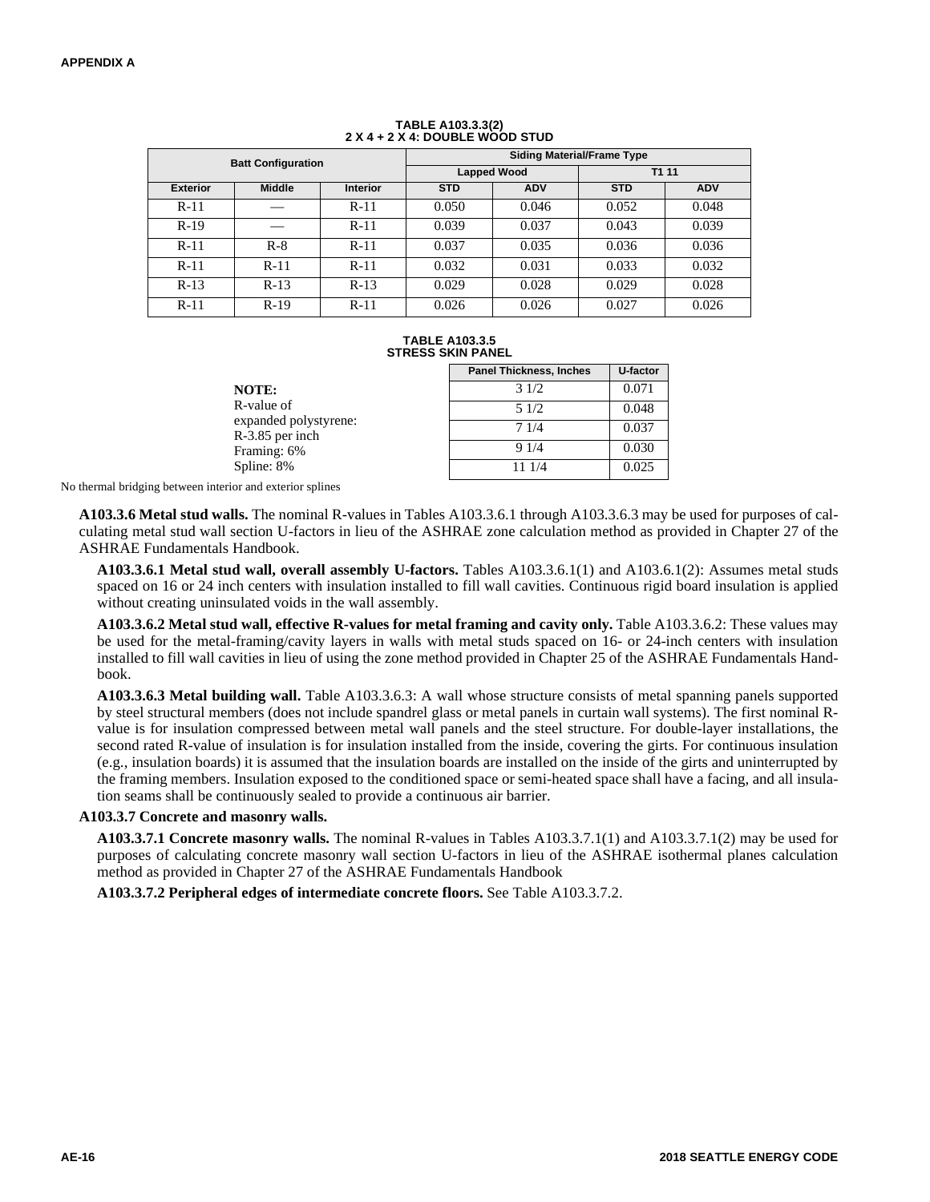**TABLE A103.3.3(2)**
**2 X 4 + 2 X 4: DOUBLE WOOD STUD**

| Batt Configuration | | | Siding Material/Frame Type | | | |
|---|---|---|---|---|---|---|
| | | | Lapped Wood | | T1 11 | |
| Exterior | Middle | Interior | STD | ADV | STD | ADV |
| R-11 | — | R-11 | 0.050 | 0.046 | 0.052 | 0.048 |
| R-19 | — | R-11 | 0.039 | 0.037 | 0.043 | 0.039 |
| R-11 | R-8 | R-11 | 0.037 | 0.035 | 0.036 | 0.036 |
| R-11 | R-11 | R-11 | 0.032 | 0.031 | 0.033 | 0.032 |
| R-13 | R-13 | R-13 | 0.029 | 0.028 | 0.029 | 0.028 |
| R-11 | R-19 | R-11 | 0.026 | 0.026 | 0.027 | 0.026 |

**TABLE A103.3.5**
**STRESS SKIN PANEL**

| Panel Thickness, Inches | U-factor |
|---|---|
| 3 1/2 | 0.071 |
| 5 1/2 | 0.048 |
| 7 1/4 | 0.037 |
| 9 1/4 | 0.030 |
| 11 1/4 | 0.025 |

**NOTE:**
R-value of expanded polystyrene: R-3.85 per inch
Framing: 6%
Spline: 8%

No thermal bridging between interior and exterior splines

**A103.3.6 Metal stud walls.** The nominal R-values in Tables A103.3.6.1 through A103.3.6.3 may be used for purposes of calculating metal stud wall section U-factors in lieu of the ASHRAE zone calculation method as provided in Chapter 27 of the ASHRAE Fundamentals Handbook.

**A103.3.6.1 Metal stud wall, overall assembly U-factors.** Tables A103.3.6.1(1) and A103.6.1(2): Assumes metal studs spaced on 16 or 24 inch centers with insulation installed to fill wall cavities. Continuous rigid board insulation is applied without creating uninsulated voids in the wall assembly.

**A103.3.6.2 Metal stud wall, effective R-values for metal framing and cavity only.** Table A103.3.6.2: These values may be used for the metal-framing/cavity layers in walls with metal studs spaced on 16- or 24-inch centers with insulation installed to fill wall cavities in lieu of using the zone method provided in Chapter 25 of the ASHRAE Fundamentals Handbook.

**A103.3.6.3 Metal building wall.** Table A103.3.6.3: A wall whose structure consists of metal spanning panels supported by steel structural members (does not include spandrel glass or metal panels in curtain wall systems). The first nominal R-value is for insulation compressed between metal wall panels and the steel structure. For double-layer installations, the second rated R-value of insulation is for insulation installed from the inside, covering the girts. For continuous insulation (e.g., insulation boards) it is assumed that the insulation boards are installed on the inside of the girts and uninterrupted by the framing members. Insulation exposed to the conditioned space or semi-heated space shall have a facing, and all insulation seams shall be continuously sealed to provide a continuous air barrier.

**A103.3.7 Concrete and masonry walls.**

**A103.3.7.1 Concrete masonry walls.** The nominal R-values in Tables A103.3.7.1(1) and A103.3.7.1(2) may be used for purposes of calculating concrete masonry wall section U-factors in lieu of the ASHRAE isothermal planes calculation method as provided in Chapter 27 of the ASHRAE Fundamentals Handbook

**A103.3.7.2 Peripheral edges of intermediate concrete floors.** See Table A103.3.7.2.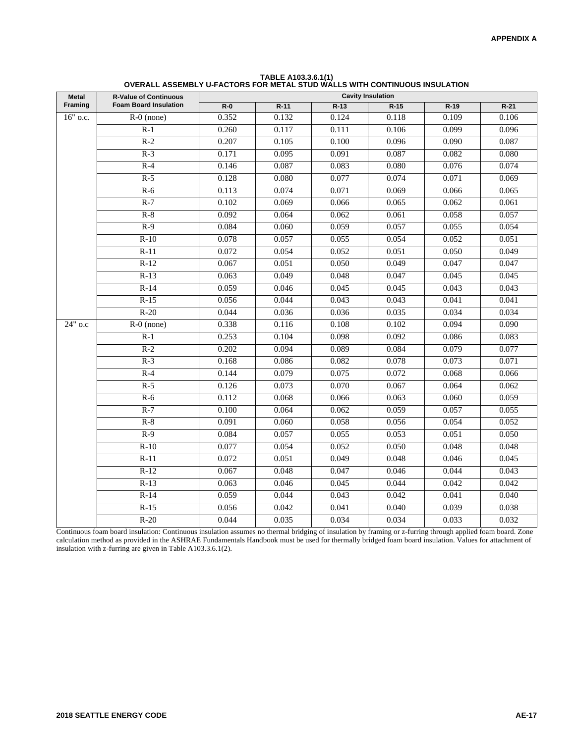**TABLE A103.3.6.1(1)**
**OVERALL ASSEMBLY U-FACTORS FOR METAL STUD WALLS WITH CONTINUOUS INSULATION**

| Metal Framing | R-Value of Continuous Foam Board Insulation | Cavity Insulation | | | | | |
|---|---|---|---|---|---|---|---|
| | | R-0 | R-11 | R-13 | R-15 | R-19 | R-21 |
| 16" o.c. | R-0 (none) | 0.352 | 0.132 | 0.124 | 0.118 | 0.109 | 0.106 |
| | R-1 | 0.260 | 0.117 | 0.111 | 0.106 | 0.099 | 0.096 |
| | R-2 | 0.207 | 0.105 | 0.100 | 0.096 | 0.090 | 0.087 |
| | R-3 | 0.171 | 0.095 | 0.091 | 0.087 | 0.082 | 0.080 |
| | R-4 | 0.146 | 0.087 | 0.083 | 0.080 | 0.076 | 0.074 |
| | R-5 | 0.128 | 0.080 | 0.077 | 0.074 | 0.071 | 0.069 |
| | R-6 | 0.113 | 0.074 | 0.071 | 0.069 | 0.066 | 0.065 |
| | R-7 | 0.102 | 0.069 | 0.066 | 0.065 | 0.062 | 0.061 |
| | R-8 | 0.092 | 0.064 | 0.062 | 0.061 | 0.058 | 0.057 |
| | R-9 | 0.084 | 0.060 | 0.059 | 0.057 | 0.055 | 0.054 |
| | R-10 | 0.078 | 0.057 | 0.055 | 0.054 | 0.052 | 0.051 |
| | R-11 | 0.072 | 0.054 | 0.052 | 0.051 | 0.050 | 0.049 |
| | R-12 | 0.067 | 0.051 | 0.050 | 0.049 | 0.047 | 0.047 |
| | R-13 | 0.063 | 0.049 | 0.048 | 0.047 | 0.045 | 0.045 |
| | R-14 | 0.059 | 0.046 | 0.045 | 0.045 | 0.043 | 0.043 |
| | R-15 | 0.056 | 0.044 | 0.043 | 0.043 | 0.041 | 0.041 |
| | R-20 | 0.044 | 0.036 | 0.036 | 0.035 | 0.034 | 0.034 |
| 24" o.c | R-0 (none) | 0.338 | 0.116 | 0.108 | 0.102 | 0.094 | 0.090 |
| | R-1 | 0.253 | 0.104 | 0.098 | 0.092 | 0.086 | 0.083 |
| | R-2 | 0.202 | 0.094 | 0.089 | 0.084 | 0.079 | 0.077 |
| | R-3 | 0.168 | 0.086 | 0.082 | 0.078 | 0.073 | 0.071 |
| | R-4 | 0.144 | 0.079 | 0.075 | 0.072 | 0.068 | 0.066 |
| | R-5 | 0.126 | 0.073 | 0.070 | 0.067 | 0.064 | 0.062 |
| | R-6 | 0.112 | 0.068 | 0.066 | 0.063 | 0.060 | 0.059 |
| | R-7 | 0.100 | 0.064 | 0.062 | 0.059 | 0.057 | 0.055 |
| | R-8 | 0.091 | 0.060 | 0.058 | 0.056 | 0.054 | 0.052 |
| | R-9 | 0.084 | 0.057 | 0.055 | 0.053 | 0.051 | 0.050 |
| | R-10 | 0.077 | 0.054 | 0.052 | 0.050 | 0.048 | 0.048 |
| | R-11 | 0.072 | 0.051 | 0.049 | 0.048 | 0.046 | 0.045 |
| | R-12 | 0.067 | 0.048 | 0.047 | 0.046 | 0.044 | 0.043 |
| | R-13 | 0.063 | 0.046 | 0.045 | 0.044 | 0.042 | 0.042 |
| | R-14 | 0.059 | 0.044 | 0.043 | 0.042 | 0.041 | 0.040 |
| | R-15 | 0.056 | 0.042 | 0.041 | 0.040 | 0.039 | 0.038 |
| | R-20 | 0.044 | 0.035 | 0.034 | 0.034 | 0.033 | 0.032 |

Continuous foam board insulation: Continuous insulation assumes no thermal bridging of insulation by framing or z-furring through applied foam board. Zone calculation method as provided in the ASHRAE Fundamentals Handbook must be used for thermally bridged foam board insulation. Values for attachment of insulation with z-furring are given in Table A103.3.6.1(2).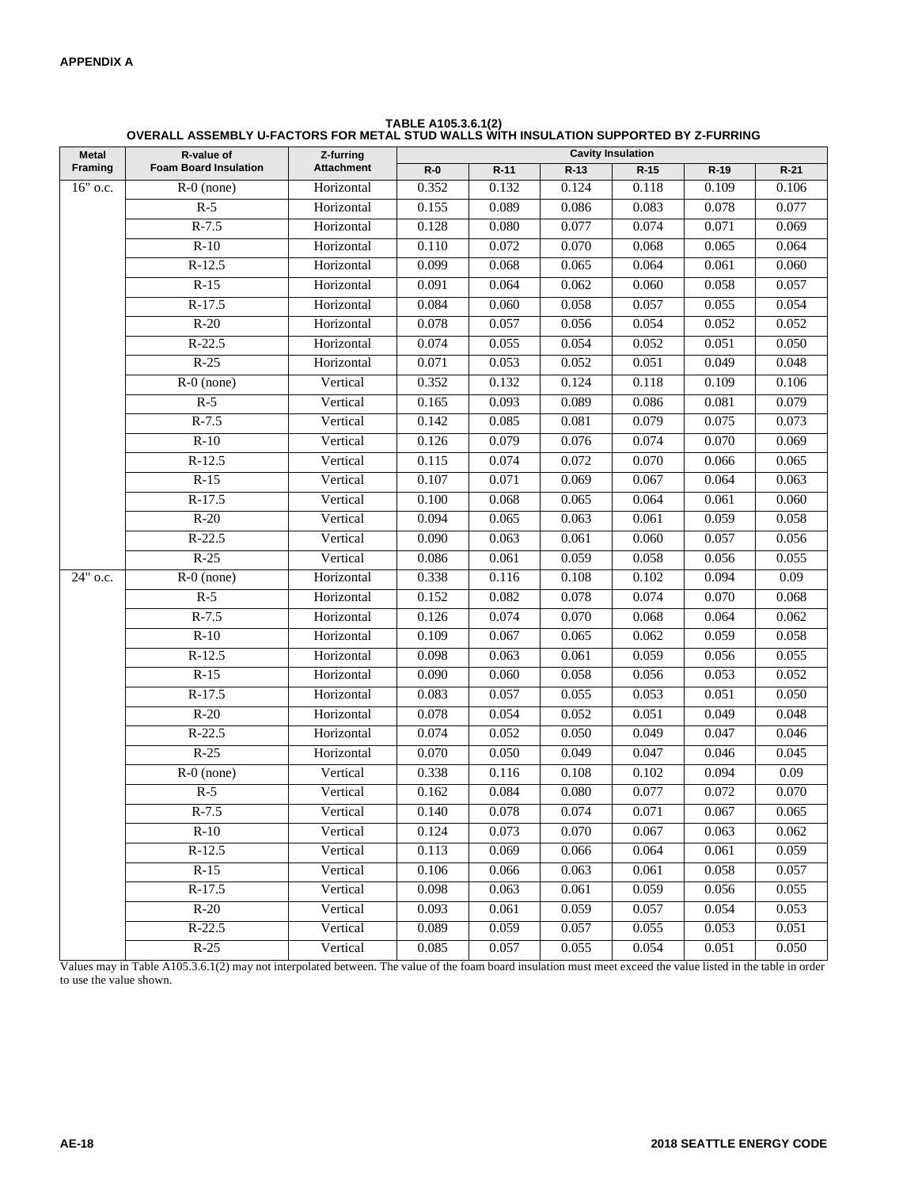**APPENDIX A**

**TABLE A105.3.6.1(2)**
**OVERALL ASSEMBLY U-FACTORS FOR METAL STUD WALLS WITH INSULATION SUPPORTED BY Z-FURRING**

| Metal Framing | R-value of Foam Board Insulation | Z-furring Attachment | Cavity Insulation | | | | | |
|---|---|---|---|---|---|---|---|---|
| | | | R-0 | R-11 | R-13 | R-15 | R-19 | R-21 |
| 16" o.c. | R-0 (none) | Horizontal | 0.352 | 0.132 | 0.124 | 0.118 | 0.109 | 0.106 |
| | R-5 | Horizontal | 0.155 | 0.089 | 0.086 | 0.083 | 0.078 | 0.077 |
| | R-7.5 | Horizontal | 0.128 | 0.080 | 0.077 | 0.074 | 0.071 | 0.069 |
| | R-10 | Horizontal | 0.110 | 0.072 | 0.070 | 0.068 | 0.065 | 0.064 |
| | R-12.5 | Horizontal | 0.099 | 0.068 | 0.065 | 0.064 | 0.061 | 0.060 |
| | R-15 | Horizontal | 0.091 | 0.064 | 0.062 | 0.060 | 0.058 | 0.057 |
| | R-17.5 | Horizontal | 0.084 | 0.060 | 0.058 | 0.057 | 0.055 | 0.054 |
| | R-20 | Horizontal | 0.078 | 0.057 | 0.056 | 0.054 | 0.052 | 0.052 |
| | R-22.5 | Horizontal | 0.074 | 0.055 | 0.054 | 0.052 | 0.051 | 0.050 |
| | R-25 | Horizontal | 0.071 | 0.053 | 0.052 | 0.051 | 0.049 | 0.048 |
| | R-0 (none) | Vertical | 0.352 | 0.132 | 0.124 | 0.118 | 0.109 | 0.106 |
| | R-5 | Vertical | 0.165 | 0.093 | 0.089 | 0.086 | 0.081 | 0.079 |
| | R-7.5 | Vertical | 0.142 | 0.085 | 0.081 | 0.079 | 0.075 | 0.073 |
| | R-10 | Vertical | 0.126 | 0.079 | 0.076 | 0.074 | 0.070 | 0.069 |
| | R-12.5 | Vertical | 0.115 | 0.074 | 0.072 | 0.070 | 0.066 | 0.065 |
| | R-15 | Vertical | 0.107 | 0.071 | 0.069 | 0.067 | 0.064 | 0.063 |
| | R-17.5 | Vertical | 0.100 | 0.068 | 0.065 | 0.064 | 0.061 | 0.060 |
| | R-20 | Vertical | 0.094 | 0.065 | 0.063 | 0.061 | 0.059 | 0.058 |
| | R-22.5 | Vertical | 0.090 | 0.063 | 0.061 | 0.060 | 0.057 | 0.056 |
| | R-25 | Vertical | 0.086 | 0.061 | 0.059 | 0.058 | 0.056 | 0.055 |
| 24" o.c. | R-0 (none) | Horizontal | 0.338 | 0.116 | 0.108 | 0.102 | 0.094 | 0.09 |
| | R-5 | Horizontal | 0.152 | 0.082 | 0.078 | 0.074 | 0.070 | 0.068 |
| | R-7.5 | Horizontal | 0.126 | 0.074 | 0.070 | 0.068 | 0.064 | 0.062 |
| | R-10 | Horizontal | 0.109 | 0.067 | 0.065 | 0.062 | 0.059 | 0.058 |
| | R-12.5 | Horizontal | 0.098 | 0.063 | 0.061 | 0.059 | 0.056 | 0.055 |
| | R-15 | Horizontal | 0.090 | 0.060 | 0.058 | 0.056 | 0.053 | 0.052 |
| | R-17.5 | Horizontal | 0.083 | 0.057 | 0.055 | 0.053 | 0.051 | 0.050 |
| | R-20 | Horizontal | 0.078 | 0.054 | 0.052 | 0.051 | 0.049 | 0.048 |
| | R-22.5 | Horizontal | 0.074 | 0.052 | 0.050 | 0.049 | 0.047 | 0.046 |
| | R-25 | Horizontal | 0.070 | 0.050 | 0.049 | 0.047 | 0.046 | 0.045 |
| | R-0 (none) | Vertical | 0.338 | 0.116 | 0.108 | 0.102 | 0.094 | 0.09 |
| | R-5 | Vertical | 0.162 | 0.084 | 0.080 | 0.077 | 0.072 | 0.070 |
| | R-7.5 | Vertical | 0.140 | 0.078 | 0.074 | 0.071 | 0.067 | 0.065 |
| | R-10 | Vertical | 0.124 | 0.073 | 0.070 | 0.067 | 0.063 | 0.062 |
| | R-12.5 | Vertical | 0.113 | 0.069 | 0.066 | 0.064 | 0.061 | 0.059 |
| | R-15 | Vertical | 0.106 | 0.066 | 0.063 | 0.061 | 0.058 | 0.057 |
| | R-17.5 | Vertical | 0.098 | 0.063 | 0.061 | 0.059 | 0.056 | 0.055 |
| | R-20 | Vertical | 0.093 | 0.061 | 0.059 | 0.057 | 0.054 | 0.053 |
| | R-22.5 | Vertical | 0.089 | 0.059 | 0.057 | 0.055 | 0.053 | 0.051 |
| | R-25 | Vertical | 0.085 | 0.057 | 0.055 | 0.054 | 0.051 | 0.050 |

Values may in Table A105.3.6.1(2) may not interpolated between. The value of the foam board insulation must meet exceed the value listed in the table in order to use the value shown.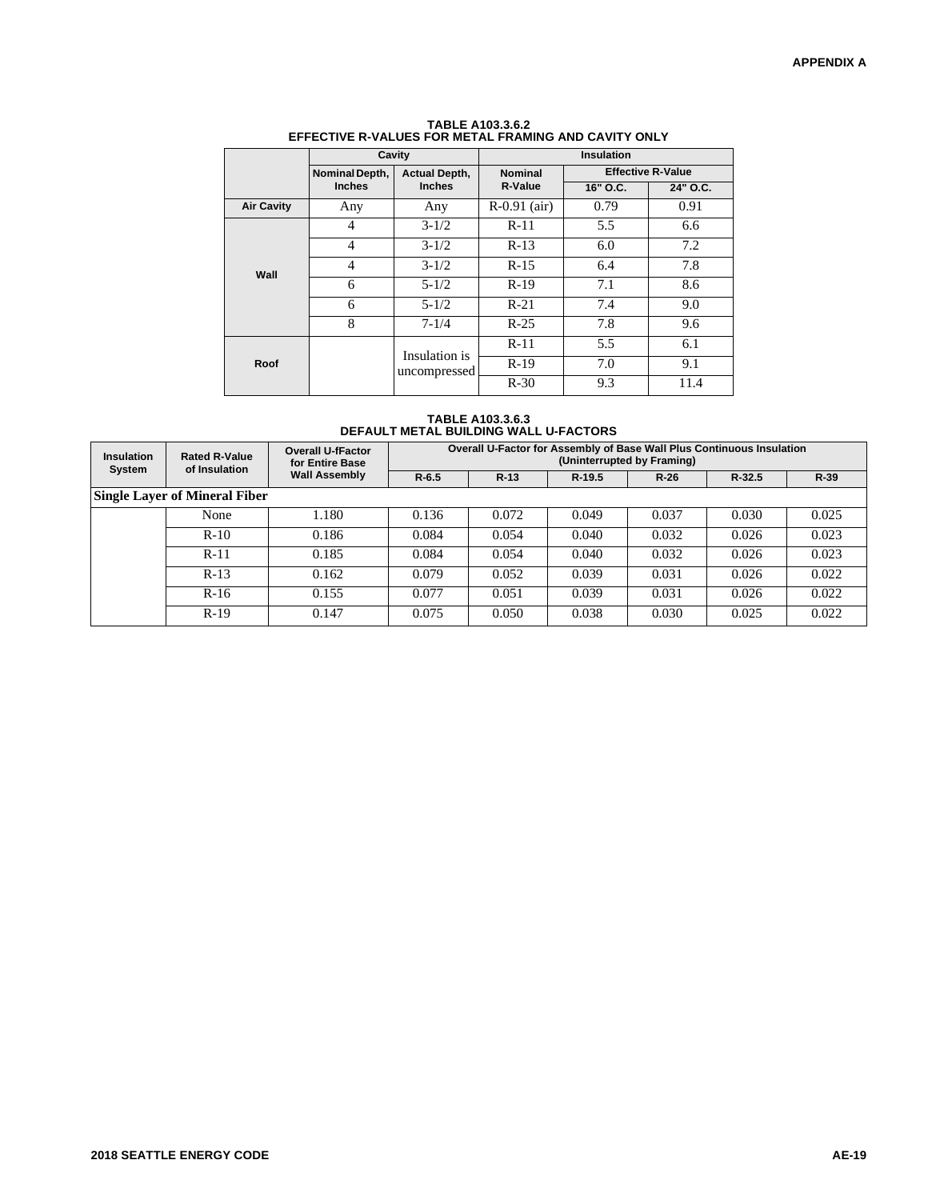**TABLE A103.3.6.2**
**EFFECTIVE R-VALUES FOR METAL FRAMING AND CAVITY ONLY**

| | Cavity | | Insulation | | |
|---|---|---|---|---|---|
| | Nominal Depth, Inches | Actual Depth, Inches | Nominal R-Value | Effective R-Value | |
| | | | | 16" O.C. | 24" O.C. |
| **Air Cavity** | Any | Any | R-0.91 (air) | 0.79 | 0.91 |
| **Wall** | 4 | 3-1/2 | R-11 | 5.5 | 6.6 |
| | 4 | 3-1/2 | R-13 | 6.0 | 7.2 |
| | 4 | 3-1/2 | R-15 | 6.4 | 7.8 |
| | 6 | 5-1/2 | R-19 | 7.1 | 8.6 |
| | 6 | 5-1/2 | R-21 | 7.4 | 9.0 |
| | 8 | 7-1/4 | R-25 | 7.8 | 9.6 |
| **Roof** | | Insulation is uncompressed | R-11 | 5.5 | 6.1 |
| | | | R-19 | 7.0 | 9.1 |
| | | | R-30 | 9.3 | 11.4 |

**TABLE A103.3.6.3**
**DEFAULT METAL BUILDING WALL U-FACTORS**

| Insulation System | Rated R-Value of Insulation | Overall U-fFactor for Entire Base Wall Assembly | Overall U-Factor for Assembly of Base Wall Plus Continuous Insulation (Uninterrupted by Framing) | | | | | |
|---|---|---|---|---|---|---|---|---|
| | | | R-6.5 | R-13 | R-19.5 | R-26 | R-32.5 | R-39 |
| **Single Layer of Mineral Fiber** | | | | | | | | |
| | None | 1.180 | 0.136 | 0.072 | 0.049 | 0.037 | 0.030 | 0.025 |
| | R-10 | 0.186 | 0.084 | 0.054 | 0.040 | 0.032 | 0.026 | 0.023 |
| | R-11 | 0.185 | 0.084 | 0.054 | 0.040 | 0.032 | 0.026 | 0.023 |
| | R-13 | 0.162 | 0.079 | 0.052 | 0.039 | 0.031 | 0.026 | 0.022 |
| | R-16 | 0.155 | 0.077 | 0.051 | 0.039 | 0.031 | 0.026 | 0.022 |
| | R-19 | 0.147 | 0.075 | 0.050 | 0.038 | 0.030 | 0.025 | 0.022 |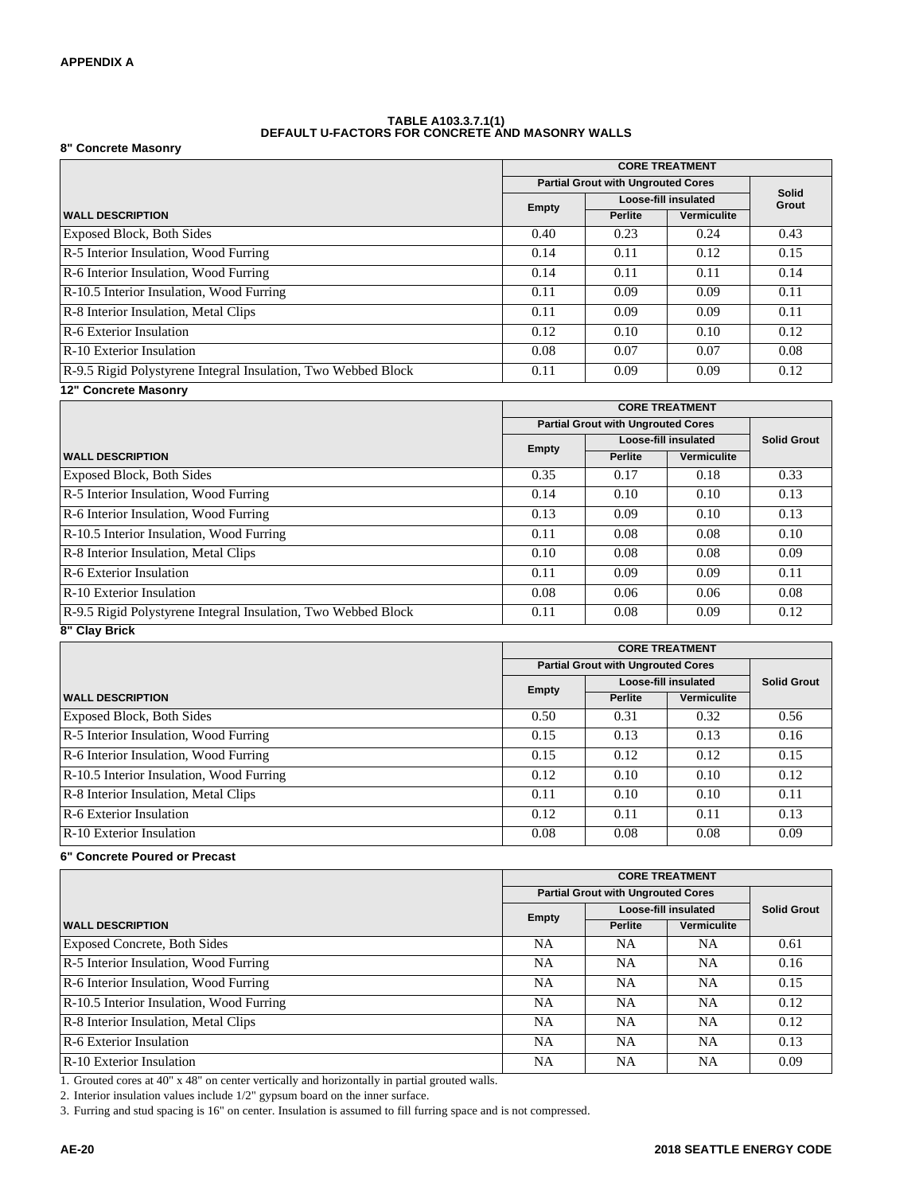**APPENDIX A**

**TABLE A103.3.7.1(1)**
**DEFAULT U-FACTORS FOR CONCRETE AND MASONRY WALLS**

**8" Concrete Masonry**

| WALL DESCRIPTION | CORE TREATMENT | | | |
|---|---|---|---|---|
| | Partial Grout with Ungrouted Cores | | | Solid Grout |
| | Empty | Loose-fill insulated | | |
| | | Perlite | Vermiculite | |
| Exposed Block, Both Sides | 0.40 | 0.23 | 0.24 | 0.43 |
| R-5 Interior Insulation, Wood Furring | 0.14 | 0.11 | 0.12 | 0.15 |
| R-6 Interior Insulation, Wood Furring | 0.14 | 0.11 | 0.11 | 0.14 |
| R-10.5 Interior Insulation, Wood Furring | 0.11 | 0.09 | 0.09 | 0.11 |
| R-8 Interior Insulation, Metal Clips | 0.11 | 0.09 | 0.09 | 0.11 |
| R-6 Exterior Insulation | 0.12 | 0.10 | 0.10 | 0.12 |
| R-10 Exterior Insulation | 0.08 | 0.07 | 0.07 | 0.08 |
| R-9.5 Rigid Polystyrene Integral Insulation, Two Webbed Block | 0.11 | 0.09 | 0.09 | 0.12 |

**12" Concrete Masonry**

| WALL DESCRIPTION | CORE TREATMENT | | | |
|---|---|---|---|---|
| | Partial Grout with Ungrouted Cores | | | Solid Grout |
| | Empty | Loose-fill insulated | | |
| | | Perlite | Vermiculite | |
| Exposed Block, Both Sides | 0.35 | 0.17 | 0.18 | 0.33 |
| R-5 Interior Insulation, Wood Furring | 0.14 | 0.10 | 0.10 | 0.13 |
| R-6 Interior Insulation, Wood Furring | 0.13 | 0.09 | 0.10 | 0.13 |
| R-10.5 Interior Insulation, Wood Furring | 0.11 | 0.08 | 0.08 | 0.10 |
| R-8 Interior Insulation, Metal Clips | 0.10 | 0.08 | 0.08 | 0.09 |
| R-6 Exterior Insulation | 0.11 | 0.09 | 0.09 | 0.11 |
| R-10 Exterior Insulation | 0.08 | 0.06 | 0.06 | 0.08 |
| R-9.5 Rigid Polystyrene Integral Insulation, Two Webbed Block | 0.11 | 0.08 | 0.09 | 0.12 |

**8" Clay Brick**

| WALL DESCRIPTION | CORE TREATMENT | | | |
|---|---|---|---|---|
| | Partial Grout with Ungrouted Cores | | | Solid Grout |
| | Empty | Loose-fill insulated | | |
| | | Perlite | Vermiculite | |
| Exposed Block, Both Sides | 0.50 | 0.31 | 0.32 | 0.56 |
| R-5 Interior Insulation, Wood Furring | 0.15 | 0.13 | 0.13 | 0.16 |
| R-6 Interior Insulation, Wood Furring | 0.15 | 0.12 | 0.12 | 0.15 |
| R-10.5 Interior Insulation, Wood Furring | 0.12 | 0.10 | 0.10 | 0.12 |
| R-8 Interior Insulation, Metal Clips | 0.11 | 0.10 | 0.10 | 0.11 |
| R-6 Exterior Insulation | 0.12 | 0.11 | 0.11 | 0.13 |
| R-10 Exterior Insulation | 0.08 | 0.08 | 0.08 | 0.09 |

**6" Concrete Poured or Precast**

| WALL DESCRIPTION | CORE TREATMENT | | | |
|---|---|---|---|---|
| | Partial Grout with Ungrouted Cores | | | Solid Grout |
| | Empty | Loose-fill insulated | | |
| | | Perlite | Vermiculite | |
| Exposed Concrete, Both Sides | NA | NA | NA | 0.61 |
| R-5 Interior Insulation, Wood Furring | NA | NA | NA | 0.16 |
| R-6 Interior Insulation, Wood Furring | NA | NA | NA | 0.15 |
| R-10.5 Interior Insulation, Wood Furring | NA | NA | NA | 0.12 |
| R-8 Interior Insulation, Metal Clips | NA | NA | NA | 0.12 |
| R-6 Exterior Insulation | NA | NA | NA | 0.13 |
| R-10 Exterior Insulation | NA | NA | NA | 0.09 |

1. Grouted cores at 40" x 48" on center vertically and horizontally in partial grouted walls.
2. Interior insulation values include 1/2" gypsum board on the inner surface.
3. Furring and stud spacing is 16" on center. Insulation is assumed to fill furring space and is not compressed.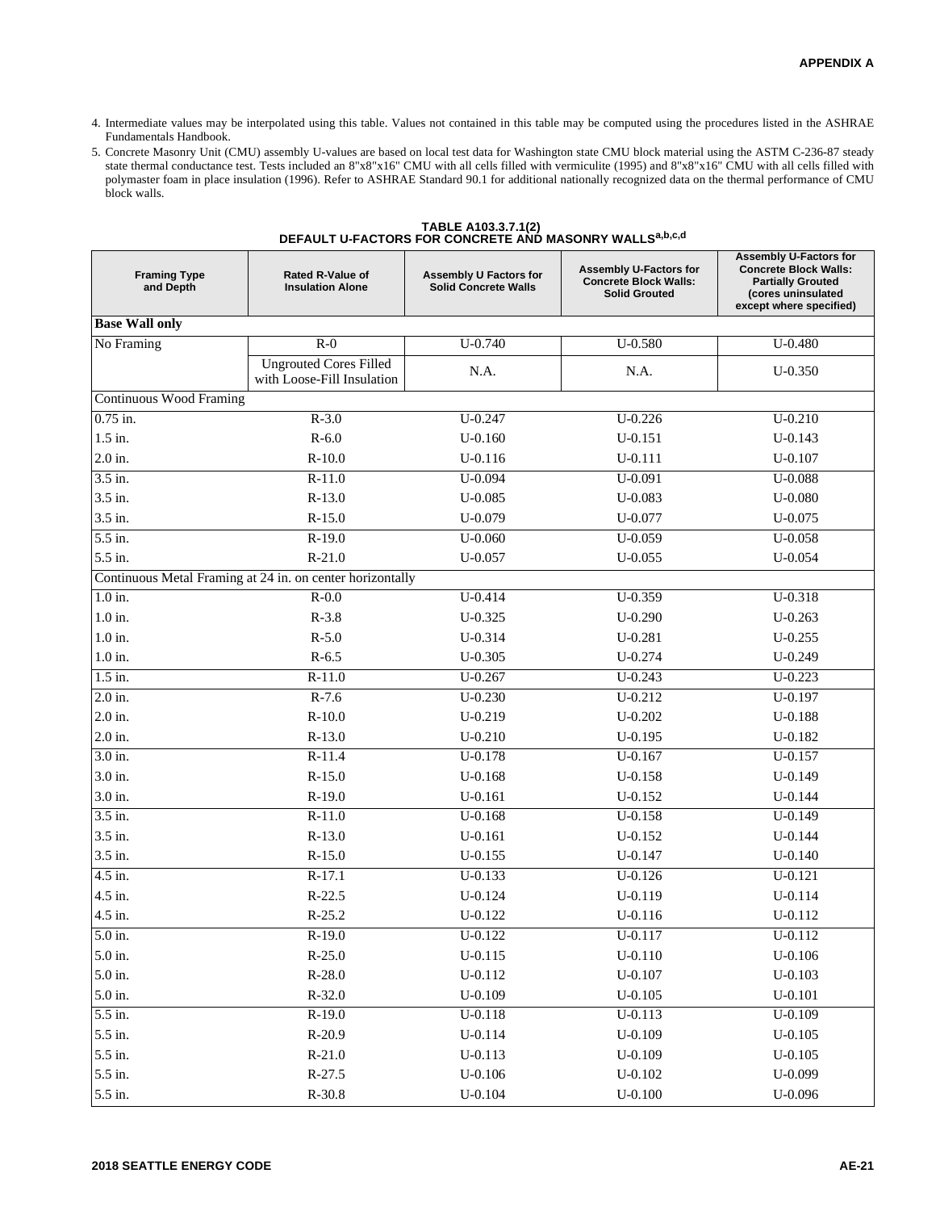4. Intermediate values may be interpolated using this table. Values not contained in this table may be computed using the procedures listed in the ASHRAE Fundamentals Handbook.
5. Concrete Masonry Unit (CMU) assembly U-values are based on local test data for Washington state CMU block material using the ASTM C-236-87 steady state thermal conductance test. Tests included an 8"x8"x16" CMU with all cells filled with vermiculite (1995) and 8"x8"x16" CMU with all cells filled with polymaster foam in place insulation (1996). Refer to ASHRAE Standard 90.1 for additional nationally recognized data on the thermal performance of CMU block walls.

**TABLE A103.3.7.1(2)**
**DEFAULT U-FACTORS FOR CONCRETE AND MASONRY WALLS[a,b,c,d]**

| Framing Type and Depth | Rated R-Value of Insulation Alone | Assembly U Factors for Solid Concrete Walls | Assembly U-Factors for Concrete Block Walls: Solid Grouted | Assembly U-Factors for Concrete Block Walls: Partially Grouted (cores uninsulated except where specified) |
|---|---|---|---|---|
| **Base Wall only** | | | | |
| No Framing | R-0 | U-0.740 | U-0.580 | U-0.480 |
| | Ungrouted Cores Filled with Loose-Fill Insulation | N.A. | N.A. | U-0.350 |
| Continuous Wood Framing | | | | |
| 0.75 in. | R-3.0 | U-0.247 | U-0.226 | U-0.210 |
| 1.5 in. | R-6.0 | U-0.160 | U-0.151 | U-0.143 |
| 2.0 in. | R-10.0 | U-0.116 | U-0.111 | U-0.107 |
| 3.5 in. | R-11.0 | U-0.094 | U-0.091 | U-0.088 |
| 3.5 in. | R-13.0 | U-0.085 | U-0.083 | U-0.080 |
| 3.5 in. | R-15.0 | U-0.079 | U-0.077 | U-0.075 |
| 5.5 in. | R-19.0 | U-0.060 | U-0.059 | U-0.058 |
| 5.5 in. | R-21.0 | U-0.057 | U-0.055 | U-0.054 |
| Continuous Metal Framing at 24 in. on center horizontally | | | | |
| 1.0 in. | R-0.0 | U-0.414 | U-0.359 | U-0.318 |
| 1.0 in. | R-3.8 | U-0.325 | U-0.290 | U-0.263 |
| 1.0 in. | R-5.0 | U-0.314 | U-0.281 | U-0.255 |
| 1.0 in. | R-6.5 | U-0.305 | U-0.274 | U-0.249 |
| 1.5 in. | R-11.0 | U-0.267 | U-0.243 | U-0.223 |
| 2.0 in. | R-7.6 | U-0.230 | U-0.212 | U-0.197 |
| 2.0 in. | R-10.0 | U-0.219 | U-0.202 | U-0.188 |
| 2.0 in. | R-13.0 | U-0.210 | U-0.195 | U-0.182 |
| 3.0 in. | R-11.4 | U-0.178 | U-0.167 | U-0.157 |
| 3.0 in. | R-15.0 | U-0.168 | U-0.158 | U-0.149 |
| 3.0 in. | R-19.0 | U-0.161 | U-0.152 | U-0.144 |
| 3.5 in. | R-11.0 | U-0.168 | U-0.158 | U-0.149 |
| 3.5 in. | R-13.0 | U-0.161 | U-0.152 | U-0.144 |
| 3.5 in. | R-15.0 | U-0.155 | U-0.147 | U-0.140 |
| 4.5 in. | R-17.1 | U-0.133 | U-0.126 | U-0.121 |
| 4.5 in. | R-22.5 | U-0.124 | U-0.119 | U-0.114 |
| 4.5 in. | R-25.2 | U-0.122 | U-0.116 | U-0.112 |
| 5.0 in. | R-19.0 | U-0.122 | U-0.117 | U-0.112 |
| 5.0 in. | R-25.0 | U-0.115 | U-0.110 | U-0.106 |
| 5.0 in. | R-28.0 | U-0.112 | U-0.107 | U-0.103 |
| 5.0 in. | R-32.0 | U-0.109 | U-0.105 | U-0.101 |
| 5.5 in. | R-19.0 | U-0.118 | U-0.113 | U-0.109 |
| 5.5 in. | R-20.9 | U-0.114 | U-0.109 | U-0.105 |
| 5.5 in. | R-21.0 | U-0.113 | U-0.109 | U-0.105 |
| 5.5 in. | R-27.5 | U-0.106 | U-0.102 | U-0.099 |
| 5.5 in. | R-30.8 | U-0.104 | U-0.100 | U-0.096 |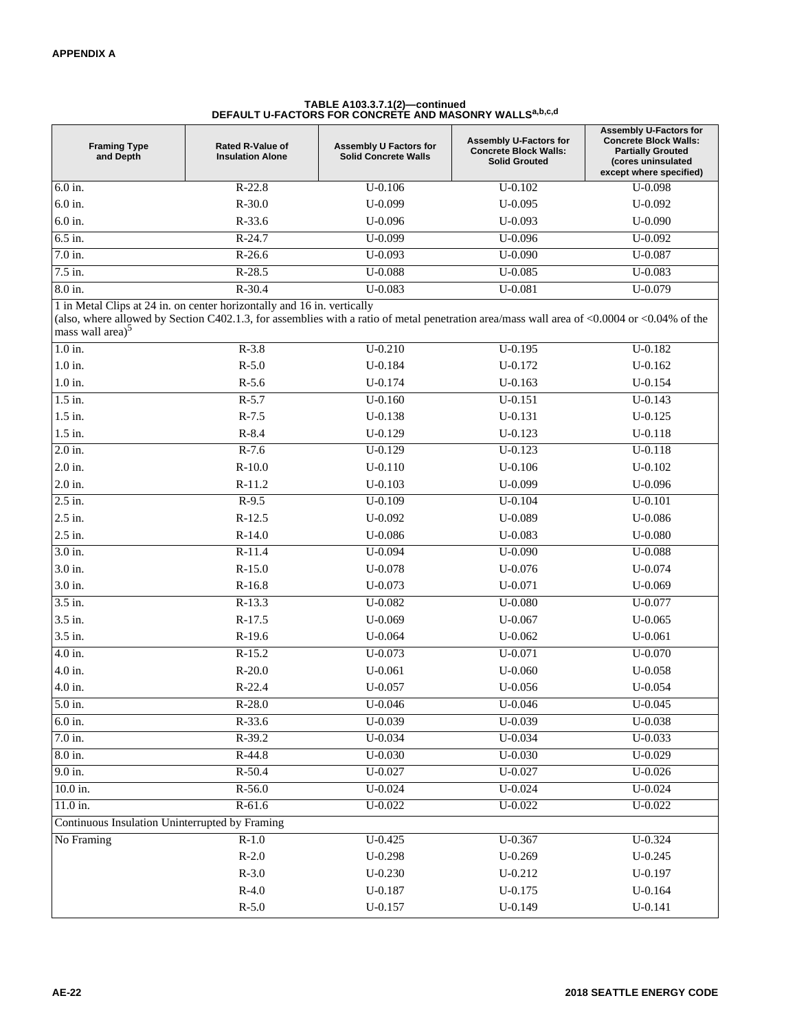**APPENDIX A**

**TABLE A103.3.7.1(2)—continued**
**DEFAULT U-FACTORS FOR CONCRETE AND MASONRY WALLS[a,b,c,d]**

| Framing Type and Depth | Rated R-Value of Insulation Alone | Assembly U Factors for Solid Concrete Walls | Assembly U-Factors for Concrete Block Walls: Solid Grouted | Assembly U-Factors for Concrete Block Walls: Partially Grouted (cores uninsulated except where specified) |
|---|---|---|---|---|
| 6.0 in. | R-22.8 | U-0.106 | U-0.102 | U-0.098 |
| 6.0 in. | R-30.0 | U-0.099 | U-0.095 | U-0.092 |
| 6.0 in. | R-33.6 | U-0.096 | U-0.093 | U-0.090 |
| 6.5 in. | R-24.7 | U-0.099 | U-0.096 | U-0.092 |
| 7.0 in. | R-26.6 | U-0.093 | U-0.090 | U-0.087 |
| 7.5 in. | R-28.5 | U-0.088 | U-0.085 | U-0.083 |
| 8.0 in. | R-30.4 | U-0.083 | U-0.081 | U-0.079 |
| 1 in Metal Clips at 24 in. on center horizontally and 16 in. vertically (also, where allowed by Section C402.1.3, for assemblies with a ratio of metal penetration area/mass wall area of <0.0004 or <0.04% of the mass wall area)[5] | | | | |
| 1.0 in. | R-3.8 | U-0.210 | U-0.195 | U-0.182 |
| 1.0 in. | R-5.0 | U-0.184 | U-0.172 | U-0.162 |
| 1.0 in. | R-5.6 | U-0.174 | U-0.163 | U-0.154 |
| 1.5 in. | R-5.7 | U-0.160 | U-0.151 | U-0.143 |
| 1.5 in. | R-7.5 | U-0.138 | U-0.131 | U-0.125 |
| 1.5 in. | R-8.4 | U-0.129 | U-0.123 | U-0.118 |
| 2.0 in. | R-7.6 | U-0.129 | U-0.123 | U-0.118 |
| 2.0 in. | R-10.0 | U-0.110 | U-0.106 | U-0.102 |
| 2.0 in. | R-11.2 | U-0.103 | U-0.099 | U-0.096 |
| 2.5 in. | R-9.5 | U-0.109 | U-0.104 | U-0.101 |
| 2.5 in. | R-12.5 | U-0.092 | U-0.089 | U-0.086 |
| 2.5 in. | R-14.0 | U-0.086 | U-0.083 | U-0.080 |
| 3.0 in. | R-11.4 | U-0.094 | U-0.090 | U-0.088 |
| 3.0 in. | R-15.0 | U-0.078 | U-0.076 | U-0.074 |
| 3.0 in. | R-16.8 | U-0.073 | U-0.071 | U-0.069 |
| 3.5 in. | R-13.3 | U-0.082 | U-0.080 | U-0.077 |
| 3.5 in. | R-17.5 | U-0.069 | U-0.067 | U-0.065 |
| 3.5 in. | R-19.6 | U-0.064 | U-0.062 | U-0.061 |
| 4.0 in. | R-15.2 | U-0.073 | U-0.071 | U-0.070 |
| 4.0 in. | R-20.0 | U-0.061 | U-0.060 | U-0.058 |
| 4.0 in. | R-22.4 | U-0.057 | U-0.056 | U-0.054 |
| 5.0 in. | R-28.0 | U-0.046 | U-0.046 | U-0.045 |
| 6.0 in. | R-33.6 | U-0.039 | U-0.039 | U-0.038 |
| 7.0 in. | R-39.2 | U-0.034 | U-0.034 | U-0.033 |
| 8.0 in. | R-44.8 | U-0.030 | U-0.030 | U-0.029 |
| 9.0 in. | R-50.4 | U-0.027 | U-0.027 | U-0.026 |
| 10.0 in. | R-56.0 | U-0.024 | U-0.024 | U-0.024 |
| 11.0 in. | R-61.6 | U-0.022 | U-0.022 | U-0.022 |
| Continuous Insulation Uninterrupted by Framing | | | | |
| No Framing | R-1.0 | U-0.425 | U-0.367 | U-0.324 |
| | R-2.0 | U-0.298 | U-0.269 | U-0.245 |
| | R-3.0 | U-0.230 | U-0.212 | U-0.197 |
| | R-4.0 | U-0.187 | U-0.175 | U-0.164 |
| | R-5.0 | U-0.157 | U-0.149 | U-0.141 |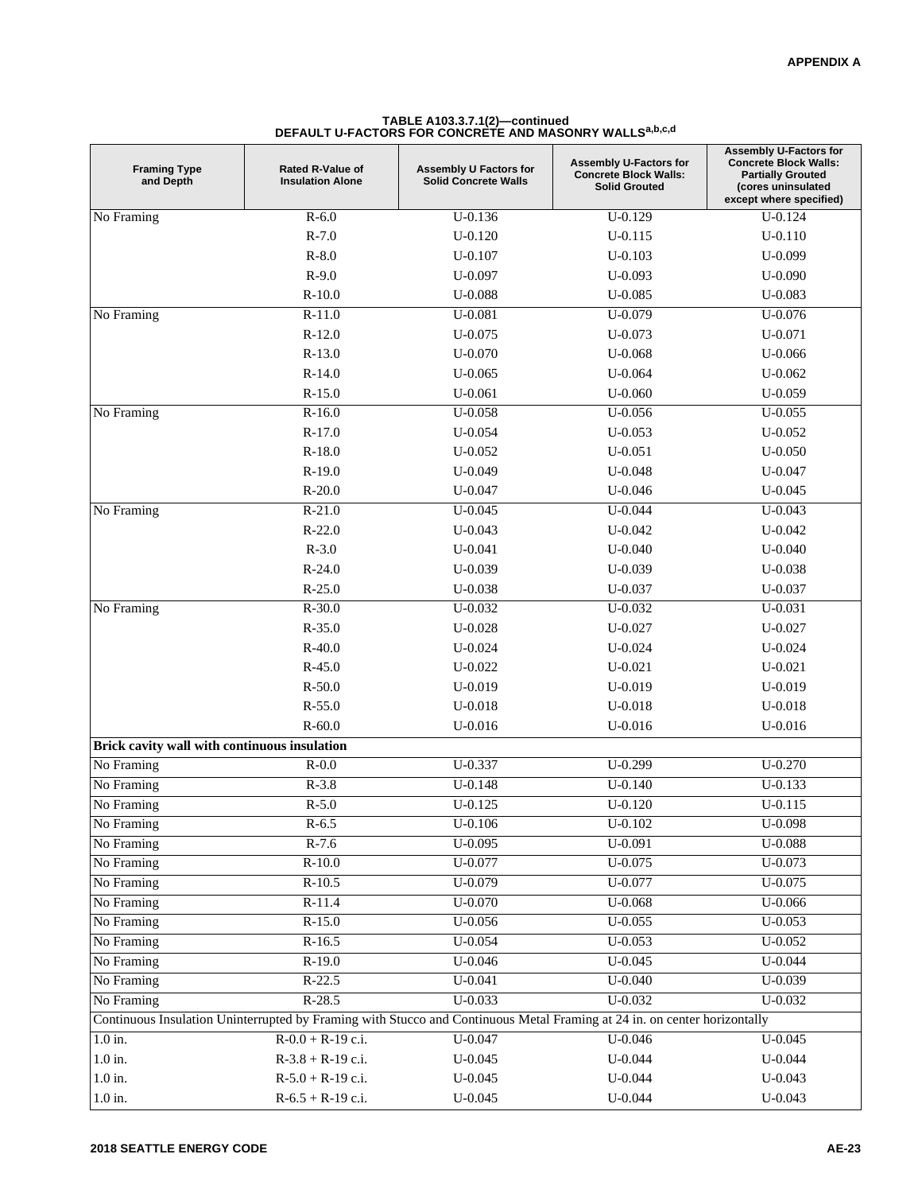**TABLE A103.3.7.1(2)—continued**
**DEFAULT U-FACTORS FOR CONCRETE AND MASONRY WALLS[a,b,c,d]**

| Framing Type and Depth | Rated R-Value of Insulation Alone | Assembly U Factors for Solid Concrete Walls | Assembly U-Factors for Concrete Block Walls: Solid Grouted | Assembly U-Factors for Concrete Block Walls: Partially Grouted (cores uninsulated except where specified) |
|---|---|---|---|---|
| No Framing | R-6.0 | U-0.136 | U-0.129 | U-0.124 |
| | R-7.0 | U-0.120 | U-0.115 | U-0.110 |
| | R-8.0 | U-0.107 | U-0.103 | U-0.099 |
| | R-9.0 | U-0.097 | U-0.093 | U-0.090 |
| | R-10.0 | U-0.088 | U-0.085 | U-0.083 |
| No Framing | R-11.0 | U-0.081 | U-0.079 | U-0.076 |
| | R-12.0 | U-0.075 | U-0.073 | U-0.071 |
| | R-13.0 | U-0.070 | U-0.068 | U-0.066 |
| | R-14.0 | U-0.065 | U-0.064 | U-0.062 |
| | R-15.0 | U-0.061 | U-0.060 | U-0.059 |
| No Framing | R-16.0 | U-0.058 | U-0.056 | U-0.055 |
| | R-17.0 | U-0.054 | U-0.053 | U-0.052 |
| | R-18.0 | U-0.052 | U-0.051 | U-0.050 |
| | R-19.0 | U-0.049 | U-0.048 | U-0.047 |
| | R-20.0 | U-0.047 | U-0.046 | U-0.045 |
| No Framing | R-21.0 | U-0.045 | U-0.044 | U-0.043 |
| | R-22.0 | U-0.043 | U-0.042 | U-0.042 |
| | R-3.0 | U-0.041 | U-0.040 | U-0.040 |
| | R-24.0 | U-0.039 | U-0.039 | U-0.038 |
| | R-25.0 | U-0.038 | U-0.037 | U-0.037 |
| No Framing | R-30.0 | U-0.032 | U-0.032 | U-0.031 |
| | R-35.0 | U-0.028 | U-0.027 | U-0.027 |
| | R-40.0 | U-0.024 | U-0.024 | U-0.024 |
| | R-45.0 | U-0.022 | U-0.021 | U-0.021 |
| | R-50.0 | U-0.019 | U-0.019 | U-0.019 |
| | R-55.0 | U-0.018 | U-0.018 | U-0.018 |
| | R-60.0 | U-0.016 | U-0.016 | U-0.016 |
| **Brick cavity wall with continuous insulation** | | | | |
| No Framing | R-0.0 | U-0.337 | U-0.299 | U-0.270 |
| No Framing | R-3.8 | U-0.148 | U-0.140 | U-0.133 |
| No Framing | R-5.0 | U-0.125 | U-0.120 | U-0.115 |
| No Framing | R-6.5 | U-0.106 | U-0.102 | U-0.098 |
| No Framing | R-7.6 | U-0.095 | U-0.091 | U-0.088 |
| No Framing | R-10.0 | U-0.077 | U-0.075 | U-0.073 |
| No Framing | R-10.5 | U-0.079 | U-0.077 | U-0.075 |
| No Framing | R-11.4 | U-0.070 | U-0.068 | U-0.066 |
| No Framing | R-15.0 | U-0.056 | U-0.055 | U-0.053 |
| No Framing | R-16.5 | U-0.054 | U-0.053 | U-0.052 |
| No Framing | R-19.0 | U-0.046 | U-0.045 | U-0.044 |
| No Framing | R-22.5 | U-0.041 | U-0.040 | U-0.039 |
| No Framing | R-28.5 | U-0.033 | U-0.032 | U-0.032 |
| Continuous Insulation Uninterrupted by Framing with Stucco and Continuous Metal Framing at 24 in. on center horizontally | | | | |
| 1.0 in. | R-0.0 + R-19 c.i. | U-0.047 | U-0.046 | U-0.045 |
| 1.0 in. | R-3.8 + R-19 c.i. | U-0.045 | U-0.044 | U-0.044 |
| 1.0 in. | R-5.0 + R-19 c.i. | U-0.045 | U-0.044 | U-0.043 |
| 1.0 in. | R-6.5 + R-19 c.i. | U-0.045 | U-0.044 | U-0.043 |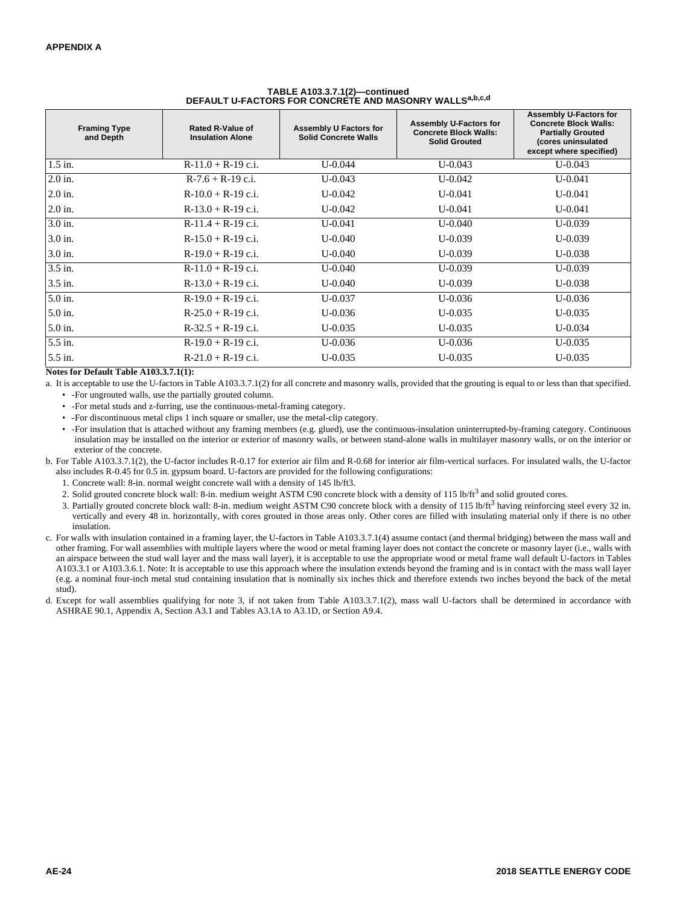**TABLE A103.3.7.1(2)—continued**
**DEFAULT U-FACTORS FOR CONCRETE AND MASONRY WALLS[a,b,c,d]**

| Framing Type and Depth | Rated R-Value of Insulation Alone | Assembly U Factors for Solid Concrete Walls | Assembly U-Factors for Concrete Block Walls: Solid Grouted | Assembly U-Factors for Concrete Block Walls: Partially Grouted (cores uninsulated except where specified) |
|---|---|---|---|---|
| 1.5 in. | R-11.0 + R-19 c.i. | U-0.044 | U-0.043 | U-0.043 |
| 2.0 in. | R-7.6 + R-19 c.i. | U-0.043 | U-0.042 | U-0.041 |
| 2.0 in. | R-10.0 + R-19 c.i. | U-0.042 | U-0.041 | U-0.041 |
| 2.0 in. | R-13.0 + R-19 c.i. | U-0.042 | U-0.041 | U-0.041 |
| 3.0 in. | R-11.4 + R-19 c.i. | U-0.041 | U-0.040 | U-0.039 |
| 3.0 in. | R-15.0 + R-19 c.i. | U-0.040 | U-0.039 | U-0.039 |
| 3.0 in. | R-19.0 + R-19 c.i. | U-0.040 | U-0.039 | U-0.038 |
| 3.5 in. | R-11.0 + R-19 c.i. | U-0.040 | U-0.039 | U-0.039 |
| 3.5 in. | R-13.0 + R-19 c.i. | U-0.040 | U-0.039 | U-0.038 |
| 5.0 in. | R-19.0 + R-19 c.i. | U-0.037 | U-0.036 | U-0.036 |
| 5.0 in. | R-25.0 + R-19 c.i. | U-0.036 | U-0.035 | U-0.035 |
| 5.0 in. | R-32.5 + R-19 c.i. | U-0.035 | U-0.035 | U-0.034 |
| 5.5 in. | R-19.0 + R-19 c.i. | U-0.036 | U-0.036 | U-0.035 |
| 5.5 in. | R-21.0 + R-19 c.i. | U-0.035 | U-0.035 | U-0.035 |

**Notes for Default Table A103.3.7.1(1):**

a. It is acceptable to use the U-factors in Table A103.3.7.1(2) for all concrete and masonry walls, provided that the grouting is equal to or less than that specified.
   - -For ungrouted walls, use the partially grouted column.
   - -For metal studs and z-furring, use the continuous-metal-framing category.
   - -For discontinuous metal clips 1 inch square or smaller, use the metal-clip category.
   - -For insulation that is attached without any framing members (e.g. glued), use the continuous-insulation uninterrupted-by-framing category. Continuous insulation may be installed on the interior or exterior of masonry walls, or between stand-alone walls in multilayer masonry walls, or on the interior or exterior of the concrete.

b. For Table A103.3.7.1(2), the U-factor includes R-0.17 for exterior air film and R-0.68 for interior air film-vertical surfaces. For insulated walls, the U-factor also includes R-0.45 for 0.5 in. gypsum board. U-factors are provided for the following configurations:
   1. Concrete wall: 8-in. normal weight concrete wall with a density of 145 lb/ft3.
   2. Solid grouted concrete block wall: 8-in. medium weight ASTM C90 concrete block with a density of 115 lb/ft$^3$ and solid grouted cores.
   3. Partially grouted concrete block wall: 8-in. medium weight ASTM C90 concrete block with a density of 115 lb/ft$^3$ having reinforcing steel every 32 in. vertically and every 48 in. horizontally, with cores grouted in those areas only. Other cores are filled with insulating material only if there is no other insulation.

c. For walls with insulation contained in a framing layer, the U-factors in Table A103.3.7.1(4) assume contact (and thermal bridging) between the mass wall and other framing. For wall assemblies with multiple layers where the wood or metal framing layer does not contact the concrete or masonry layer (i.e., walls with an airspace between the stud wall layer and the mass wall layer), it is acceptable to use the appropriate wood or metal frame wall default U-factors in Tables A103.3.1 or A103.3.6.1. Note: It is acceptable to use this approach where the insulation extends beyond the framing and is in contact with the mass wall layer (e.g. a nominal four-inch metal stud containing insulation that is nominally six inches thick and therefore extends two inches beyond the back of the metal stud).

d. Except for wall assemblies qualifying for note 3, if not taken from Table A103.3.7.1(2), mass wall U-factors shall be determined in accordance with ASHRAE 90.1, Appendix A, Section A3.1 and Tables A3.1A to A3.1D, or Section A9.4.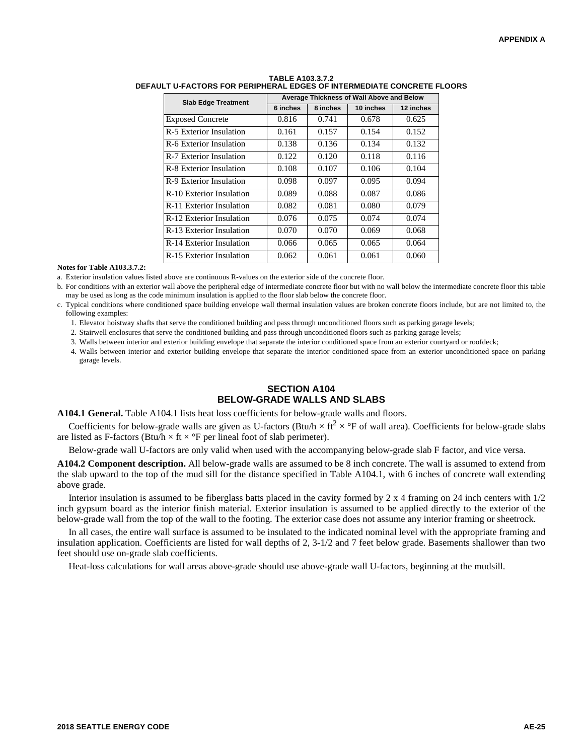**TABLE A103.3.7.2**
**DEFAULT U-FACTORS FOR PERIPHERAL EDGES OF INTERMEDIATE CONCRETE FLOORS**

| Slab Edge Treatment | Average Thickness of Wall Above and Below | | | |
|---|---|---|---|---|
| | 6 inches | 8 inches | 10 inches | 12 inches |
| Exposed Concrete | 0.816 | 0.741 | 0.678 | 0.625 |
| R-5 Exterior Insulation | 0.161 | 0.157 | 0.154 | 0.152 |
| R-6 Exterior Insulation | 0.138 | 0.136 | 0.134 | 0.132 |
| R-7 Exterior Insulation | 0.122 | 0.120 | 0.118 | 0.116 |
| R-8 Exterior Insulation | 0.108 | 0.107 | 0.106 | 0.104 |
| R-9 Exterior Insulation | 0.098 | 0.097 | 0.095 | 0.094 |
| R-10 Exterior Insulation | 0.089 | 0.088 | 0.087 | 0.086 |
| R-11 Exterior Insulation | 0.082 | 0.081 | 0.080 | 0.079 |
| R-12 Exterior Insulation | 0.076 | 0.075 | 0.074 | 0.074 |
| R-13 Exterior Insulation | 0.070 | 0.070 | 0.069 | 0.068 |
| R-14 Exterior Insulation | 0.066 | 0.065 | 0.065 | 0.064 |
| R-15 Exterior Insulation | 0.062 | 0.061 | 0.061 | 0.060 |

**Notes for Table A103.3.7.2:**

a. Exterior insulation values listed above are continuous R-values on the exterior side of the concrete floor.

b. For conditions with an exterior wall above the peripheral edge of intermediate concrete floor but with no wall below the intermediate concrete floor this table may be used as long as the code minimum insulation is applied to the floor slab below the concrete floor.

c. Typical conditions where conditioned space building envelope wall thermal insulation values are broken concrete floors include, but are not limited to, the following examples:

1. Elevator hoistway shafts that serve the conditioned building and pass through unconditioned floors such as parking garage levels;
2. Stairwell enclosures that serve the conditioned building and pass through unconditioned floors such as parking garage levels;
3. Walls between interior and exterior building envelope that separate the interior conditioned space from an exterior courtyard or roofdeck;
4. Walls between interior and exterior building envelope that separate the interior conditioned space from an exterior unconditioned space on parking garage levels.

## SECTION A104
## BELOW-GRADE WALLS AND SLABS

**A104.1 General.** Table A104.1 lists heat loss coefficients for below-grade walls and floors.

Coefficients for below-grade walls are given as U-factors (Btu/h × ft$^2$ × °F of wall area). Coefficients for below-grade slabs are listed as F-factors (Btu/h × ft × °F per lineal foot of slab perimeter).

Below-grade wall U-factors are only valid when used with the accompanying below-grade slab F factor, and vice versa.

**A104.2 Component description.** All below-grade walls are assumed to be 8 inch concrete. The wall is assumed to extend from the slab upward to the top of the mud sill for the distance specified in Table A104.1, with 6 inches of concrete wall extending above grade.

Interior insulation is assumed to be fiberglass batts placed in the cavity formed by 2 x 4 framing on 24 inch centers with 1/2 inch gypsum board as the interior finish material. Exterior insulation is assumed to be applied directly to the exterior of the below-grade wall from the top of the wall to the footing. The exterior case does not assume any interior framing or sheetrock.

In all cases, the entire wall surface is assumed to be insulated to the indicated nominal level with the appropriate framing and insulation application. Coefficients are listed for wall depths of 2, 3-1/2 and 7 feet below grade. Basements shallower than two feet should use on-grade slab coefficients.

Heat-loss calculations for wall areas above-grade should use above-grade wall U-factors, beginning at the mudsill.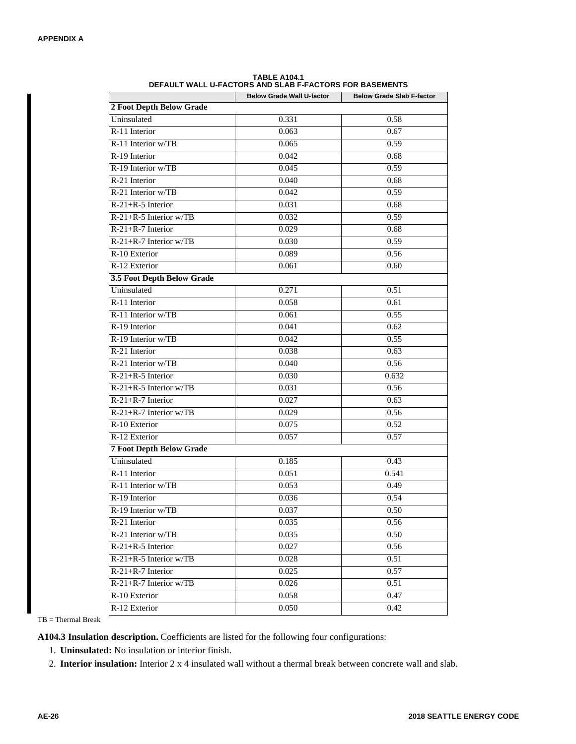**TABLE A104.1**
**DEFAULT WALL U-FACTORS AND SLAB F-FACTORS FOR BASEMENTS**

| | Below Grade Wall U-factor | Below Grade Slab F-factor |
|---|---|---|
| **2 Foot Depth Below Grade** | | |
| Uninsulated | 0.331 | 0.58 |
| R-11 Interior | 0.063 | 0.67 |
| R-11 Interior w/TB | 0.065 | 0.59 |
| R-19 Interior | 0.042 | 0.68 |
| R-19 Interior w/TB | 0.045 | 0.59 |
| R-21 Interior | 0.040 | 0.68 |
| R-21 Interior w/TB | 0.042 | 0.59 |
| R-21+R-5 Interior | 0.031 | 0.68 |
| R-21+R-5 Interior w/TB | 0.032 | 0.59 |
| R-21+R-7 Interior | 0.029 | 0.68 |
| R-21+R-7 Interior w/TB | 0.030 | 0.59 |
| R-10 Exterior | 0.089 | 0.56 |
| R-12 Exterior | 0.061 | 0.60 |
| **3.5 Foot Depth Below Grade** | | |
| Uninsulated | 0.271 | 0.51 |
| R-11 Interior | 0.058 | 0.61 |
| R-11 Interior w/TB | 0.061 | 0.55 |
| R-19 Interior | 0.041 | 0.62 |
| R-19 Interior w/TB | 0.042 | 0.55 |
| R-21 Interior | 0.038 | 0.63 |
| R-21 Interior w/TB | 0.040 | 0.56 |
| R-21+R-5 Interior | 0.030 | 0.632 |
| R-21+R-5 Interior w/TB | 0.031 | 0.56 |
| R-21+R-7 Interior | 0.027 | 0.63 |
| R-21+R-7 Interior w/TB | 0.029 | 0.56 |
| R-10 Exterior | 0.075 | 0.52 |
| R-12 Exterior | 0.057 | 0.57 |
| **7 Foot Depth Below Grade** | | |
| Uninsulated | 0.185 | 0.43 |
| R-11 Interior | 0.051 | 0.541 |
| R-11 Interior w/TB | 0.053 | 0.49 |
| R-19 Interior | 0.036 | 0.54 |
| R-19 Interior w/TB | 0.037 | 0.50 |
| R-21 Interior | 0.035 | 0.56 |
| R-21 Interior w/TB | 0.035 | 0.50 |
| R-21+R-5 Interior | 0.027 | 0.56 |
| R-21+R-5 Interior w/TB | 0.028 | 0.51 |
| R-21+R-7 Interior | 0.025 | 0.57 |
| R-21+R-7 Interior w/TB | 0.026 | 0.51 |
| R-10 Exterior | 0.058 | 0.47 |
| R-12 Exterior | 0.050 | 0.42 |

TB = Thermal Break

**A104.3 Insulation description.** Coefficients are listed for the following four configurations:

1. **Uninsulated:** No insulation or interior finish.
2. **Interior insulation:** Interior 2 x 4 insulated wall without a thermal break between concrete wall and slab.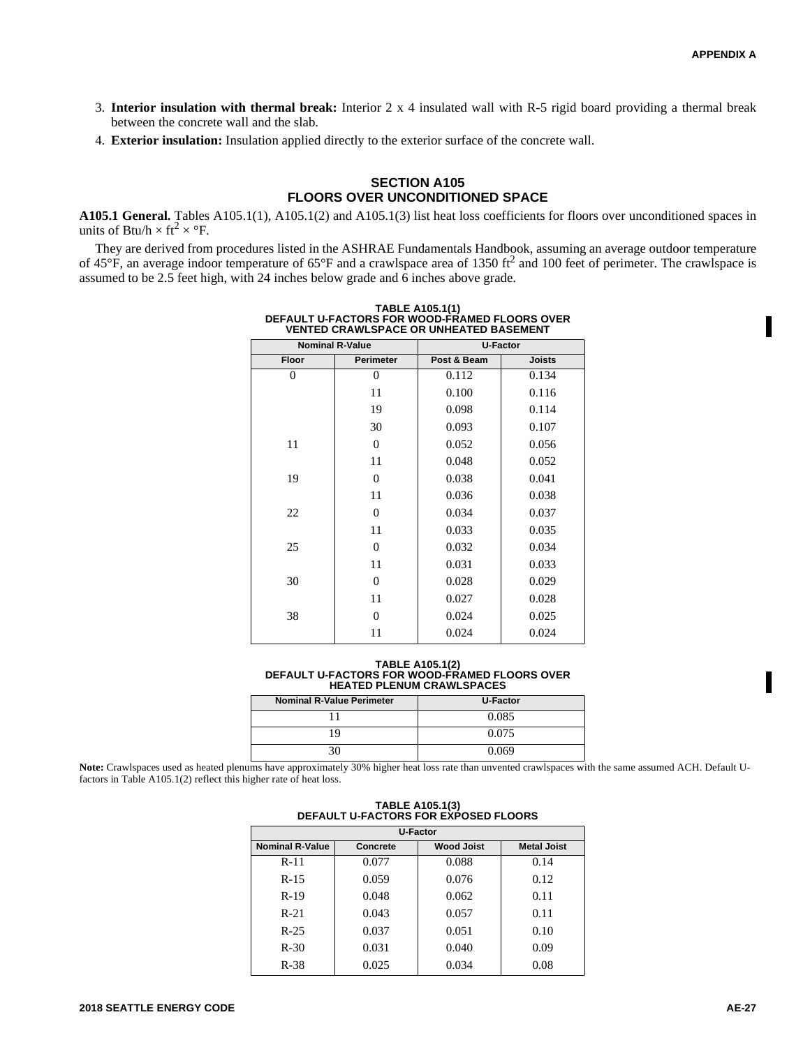3. **Interior insulation with thermal break:** Interior 2 x 4 insulated wall with R-5 rigid board providing a thermal break between the concrete wall and the slab.
4. **Exterior insulation:** Insulation applied directly to the exterior surface of the concrete wall.

## SECTION A105
## FLOORS OVER UNCONDITIONED SPACE

**A105.1 General.** Tables A105.1(1), A105.1(2) and A105.1(3) list heat loss coefficients for floors over unconditioned spaces in units of Btu/h × $ft^2$ × °F.

They are derived from procedures listed in the ASHRAE Fundamentals Handbook, assuming an average outdoor temperature of 45°F, an average indoor temperature of 65°F and a crawlspace area of 1350 $ft^2$ and 100 feet of perimeter. The crawlspace is assumed to be 2.5 feet high, with 24 inches below grade and 6 inches above grade.

**TABLE A105.1(1)
DEFAULT U-FACTORS FOR WOOD-FRAMED FLOORS OVER VENTED CRAWLSPACE OR UNHEATED BASEMENT**

| Nominal R-Value | | U-Factor | |
|---|---|---|---|
| Floor | Perimeter | Post & Beam | Joists |
| 0 | 0 | 0.112 | 0.134 |
| | 11 | 0.100 | 0.116 |
| | 19 | 0.098 | 0.114 |
| | 30 | 0.093 | 0.107 |
| 11 | 0 | 0.052 | 0.056 |
| | 11 | 0.048 | 0.052 |
| 19 | 0 | 0.038 | 0.041 |
| | 11 | 0.036 | 0.038 |
| 22 | 0 | 0.034 | 0.037 |
| | 11 | 0.033 | 0.035 |
| 25 | 0 | 0.032 | 0.034 |
| | 11 | 0.031 | 0.033 |
| 30 | 0 | 0.028 | 0.029 |
| | 11 | 0.027 | 0.028 |
| 38 | 0 | 0.024 | 0.025 |
| | 11 | 0.024 | 0.024 |

**TABLE A105.1(2)
DEFAULT U-FACTORS FOR WOOD-FRAMED FLOORS OVER HEATED PLENUM CRAWLSPACES**

| Nominal R-Value Perimeter | U-Factor |
|---|---|
| 11 | 0.085 |
| 19 | 0.075 |
| 30 | 0.069 |

**Note:** Crawlspaces used as heated plenums have approximately 30% higher heat loss rate than unvented crawlspaces with the same assumed ACH. Default U-factors in Table A105.1(2) reflect this higher rate of heat loss.

**TABLE A105.1(3)
DEFAULT U-FACTORS FOR EXPOSED FLOORS**

| U-Factor | | | |
|---|---|---|---|
| Nominal R-Value | Concrete | Wood Joist | Metal Joist |
| R-11 | 0.077 | 0.088 | 0.14 |
| R-15 | 0.059 | 0.076 | 0.12 |
| R-19 | 0.048 | 0.062 | 0.11 |
| R-21 | 0.043 | 0.057 | 0.11 |
| R-25 | 0.037 | 0.051 | 0.10 |
| R-30 | 0.031 | 0.040 | 0.09 |
| R-38 | 0.025 | 0.034 | 0.08 |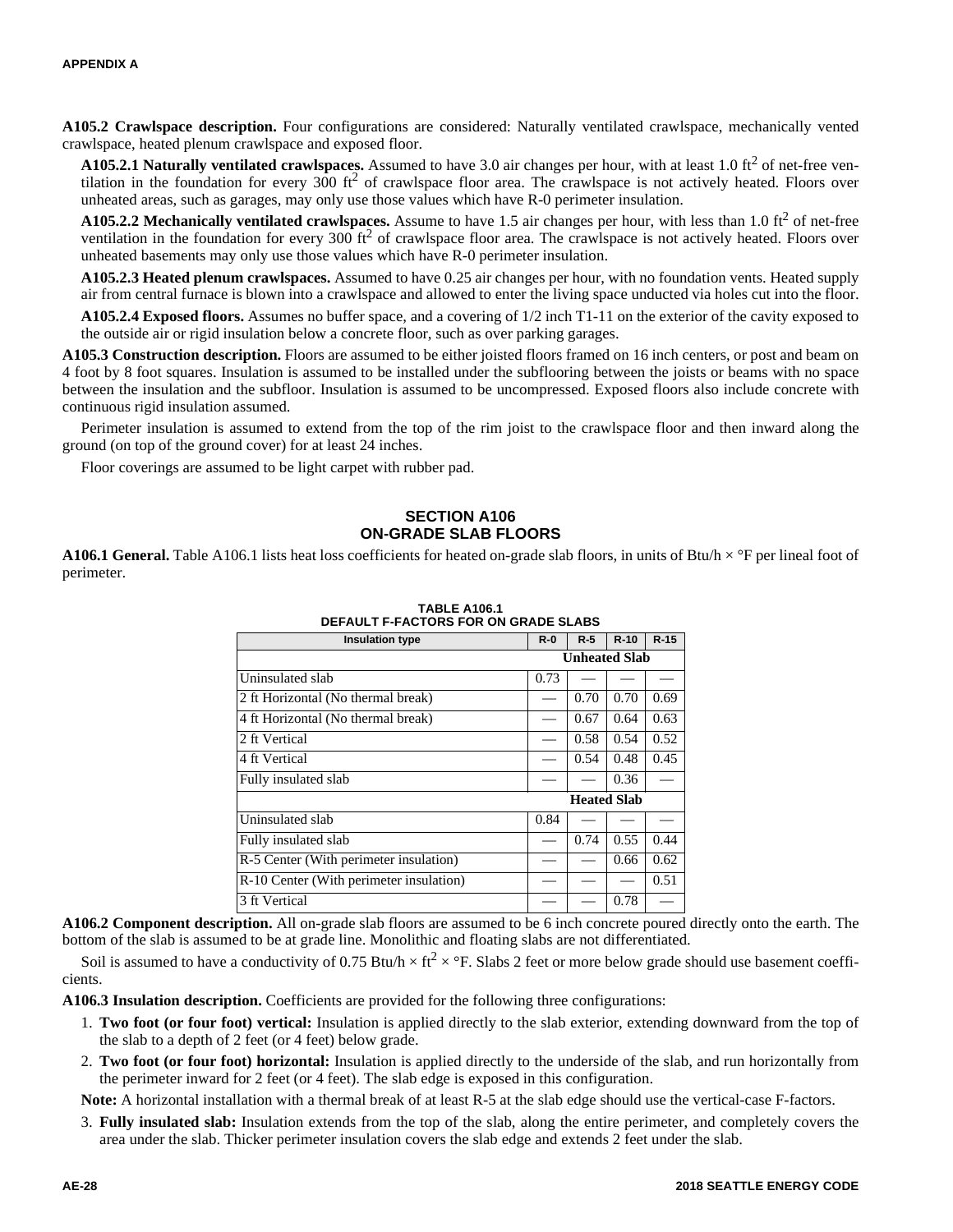**A105.2 Crawlspace description.** Four configurations are considered: Naturally ventilated crawlspace, mechanically vented crawlspace, heated plenum crawlspace and exposed floor.

**A105.2.1 Naturally ventilated crawlspaces.** Assumed to have 3.0 air changes per hour, with at least 1.0 $ft^2$ of net-free ventilation in the foundation for every 300 $ft^2$ of crawlspace floor area. The crawlspace is not actively heated. Floors over unheated areas, such as garages, may only use those values which have R-0 perimeter insulation.

**A105.2.2 Mechanically ventilated crawlspaces.** Assume to have 1.5 air changes per hour, with less than 1.0 $ft^2$ of net-free ventilation in the foundation for every 300 $ft^2$ of crawlspace floor area. The crawlspace is not actively heated. Floors over unheated basements may only use those values which have R-0 perimeter insulation.

**A105.2.3 Heated plenum crawlspaces.** Assumed to have 0.25 air changes per hour, with no foundation vents. Heated supply air from central furnace is blown into a crawlspace and allowed to enter the living space unducted via holes cut into the floor.

**A105.2.4 Exposed floors.** Assumes no buffer space, and a covering of 1/2 inch T1-11 on the exterior of the cavity exposed to the outside air or rigid insulation below a concrete floor, such as over parking garages.

**A105.3 Construction description.** Floors are assumed to be either joisted floors framed on 16 inch centers, or post and beam on 4 foot by 8 foot squares. Insulation is assumed to be installed under the subflooring between the joists or beams with no space between the insulation and the subfloor. Insulation is assumed to be uncompressed. Exposed floors also include concrete with continuous rigid insulation assumed.

Perimeter insulation is assumed to extend from the top of the rim joist to the crawlspace floor and then inward along the ground (on top of the ground cover) for at least 24 inches.

Floor coverings are assumed to be light carpet with rubber pad.

## SECTION A106
## ON-GRADE SLAB FLOORS

**A106.1 General.** Table A106.1 lists heat loss coefficients for heated on-grade slab floors, in units of Btu/h × °F per lineal foot of perimeter.

**TABLE A106.1**
**DEFAULT F-FACTORS FOR ON GRADE SLABS**

| Insulation type | R-0 | R-5 | R-10 | R-15 |
|---|---|---|---|---|
| | **Unheated Slab** | | | |
| Uninsulated slab | 0.73 | — | — | — |
| 2 ft Horizontal (No thermal break) | — | 0.70 | 0.70 | 0.69 |
| 4 ft Horizontal (No thermal break) | — | 0.67 | 0.64 | 0.63 |
| 2 ft Vertical | — | 0.58 | 0.54 | 0.52 |
| 4 ft Vertical | — | 0.54 | 0.48 | 0.45 |
| Fully insulated slab | — | — | 0.36 | — |
| | **Heated Slab** | | | |
| Uninsulated slab | 0.84 | — | — | — |
| Fully insulated slab | — | 0.74 | 0.55 | 0.44 |
| R-5 Center (With perimeter insulation) | — | — | 0.66 | 0.62 |
| R-10 Center (With perimeter insulation) | — | — | — | 0.51 |
| 3 ft Vertical | — | — | 0.78 | — |

**A106.2 Component description.** All on-grade slab floors are assumed to be 6 inch concrete poured directly onto the earth. The bottom of the slab is assumed to be at grade line. Monolithic and floating slabs are not differentiated.

Soil is assumed to have a conductivity of 0.75 Btu/h × $ft^2$ × °F. Slabs 2 feet or more below grade should use basement coefficients.

**A106.3 Insulation description.** Coefficients are provided for the following three configurations:

1. **Two foot (or four foot) vertical:** Insulation is applied directly to the slab exterior, extending downward from the top of the slab to a depth of 2 feet (or 4 feet) below grade.
2. **Two foot (or four foot) horizontal:** Insulation is applied directly to the underside of the slab, and run horizontally from the perimeter inward for 2 feet (or 4 feet). The slab edge is exposed in this configuration.

**Note:** A horizontal installation with a thermal break of at least R-5 at the slab edge should use the vertical-case F-factors.

3. **Fully insulated slab:** Insulation extends from the top of the slab, along the entire perimeter, and completely covers the area under the slab. Thicker perimeter insulation covers the slab edge and extends 2 feet under the slab.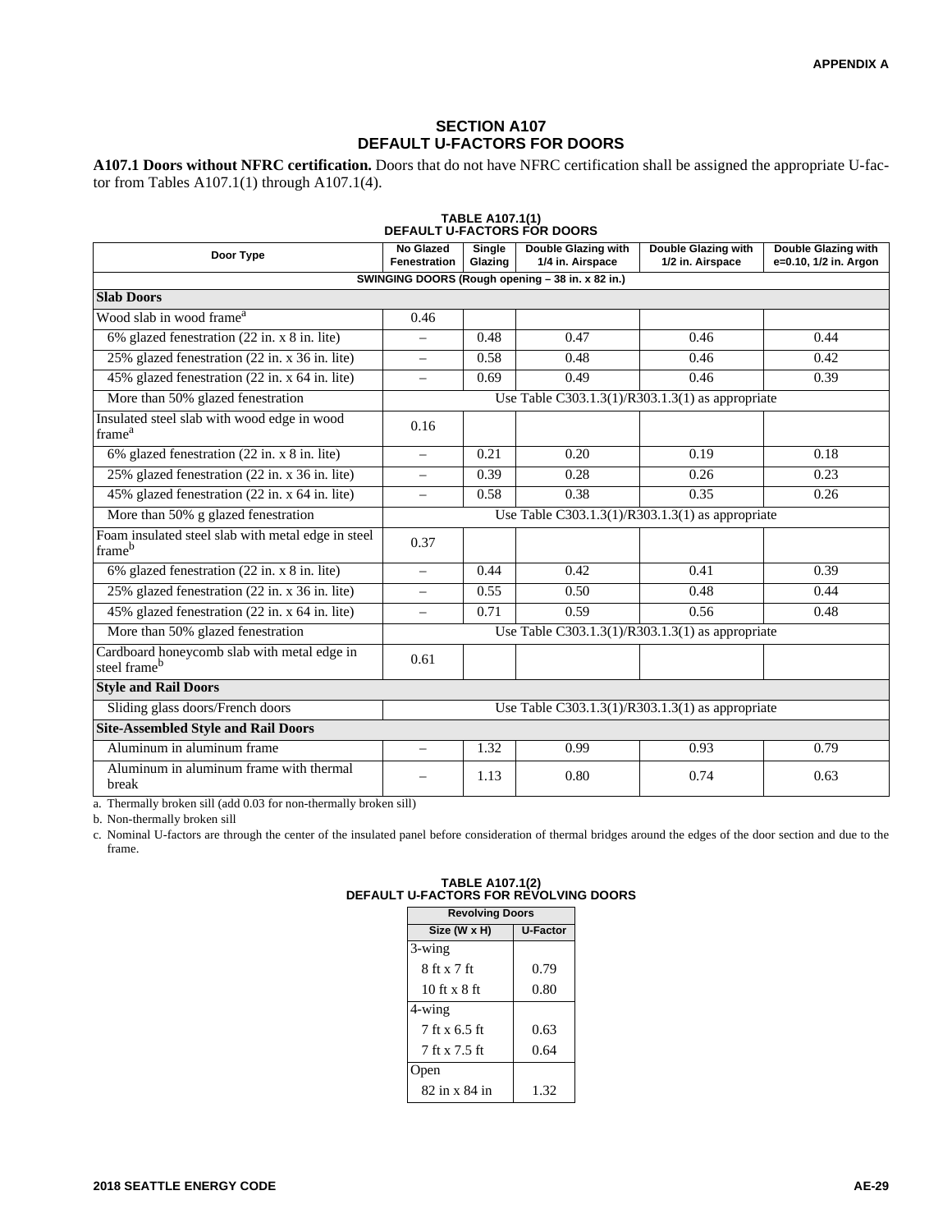## SECTION A107
## DEFAULT U-FACTORS FOR DOORS

**A107.1 Doors without NFRC certification.** Doors that do not have NFRC certification shall be assigned the appropriate U-factor from Tables A107.1(1) through A107.1(4).

**TABLE A107.1(1)**
**DEFAULT U-FACTORS FOR DOORS**

| Door Type | No Glazed Fenestration | Single Glazing | Double Glazing with 1/4 in. Airspace | Double Glazing with 1/2 in. Airspace | Double Glazing with e=0.10, 1/2 in. Argon |
|---|---|---|---|---|---|
| **SWINGING DOORS (Rough opening – 38 in. x 82 in.)** | | | | | |
| **Slab Doors** | | | | | |
| Wood slab in wood frame[a] | 0.46 | | | | |
| 6% glazed fenestration (22 in. x 8 in. lite) | – | 0.48 | 0.47 | 0.46 | 0.44 |
| 25% glazed fenestration (22 in. x 36 in. lite) | – | 0.58 | 0.48 | 0.46 | 0.42 |
| 45% glazed fenestration (22 in. x 64 in. lite) | – | 0.69 | 0.49 | 0.46 | 0.39 |
| More than 50% glazed fenestration | Use Table C303.1.3(1)/R303.1.3(1) as appropriate | | | | |
| Insulated steel slab with wood edge in wood frame[a] | 0.16 | | | | |
| 6% glazed fenestration (22 in. x 8 in. lite) | – | 0.21 | 0.20 | 0.19 | 0.18 |
| 25% glazed fenestration (22 in. x 36 in. lite) | – | 0.39 | 0.28 | 0.26 | 0.23 |
| 45% glazed fenestration (22 in. x 64 in. lite) | – | 0.58 | 0.38 | 0.35 | 0.26 |
| More than 50% g glazed fenestration | Use Table C303.1.3(1)/R303.1.3(1) as appropriate | | | | |
| Foam insulated steel slab with metal edge in steel frame[b] | 0.37 | | | | |
| 6% glazed fenestration (22 in. x 8 in. lite) | – | 0.44 | 0.42 | 0.41 | 0.39 |
| 25% glazed fenestration (22 in. x 36 in. lite) | – | 0.55 | 0.50 | 0.48 | 0.44 |
| 45% glazed fenestration (22 in. x 64 in. lite) | – | 0.71 | 0.59 | 0.56 | 0.48 |
| More than 50% glazed fenestration | Use Table C303.1.3(1)/R303.1.3(1) as appropriate | | | | |
| Cardboard honeycomb slab with metal edge in steel frame[b] | 0.61 | | | | |
| **Style and Rail Doors** | | | | | |
| Sliding glass doors/French doors | Use Table C303.1.3(1)/R303.1.3(1) as appropriate | | | | |
| **Site-Assembled Style and Rail Doors** | | | | | |
| Aluminum in aluminum frame | – | 1.32 | 0.99 | 0.93 | 0.79 |
| Aluminum in aluminum frame with thermal break | – | 1.13 | 0.80 | 0.74 | 0.63 |

a. Thermally broken sill (add 0.03 for non-thermally broken sill)

b. Non-thermally broken sill

c. Nominal U-factors are through the center of the insulated panel before consideration of thermal bridges around the edges of the door section and due to the frame.

**TABLE A107.1(2)**
**DEFAULT U-FACTORS FOR REVOLVING DOORS**

| Revolving Doors | |
|---|---|
| **Size (W x H)** | **U-Factor** |
| 3-wing | |
| 8 ft x 7 ft | 0.79 |
| 10 ft x 8 ft | 0.80 |
| 4-wing | |
| 7 ft x 6.5 ft | 0.63 |
| 7 ft x 7.5 ft | 0.64 |
| Open | |
| 82 in x 84 in | 1.32 |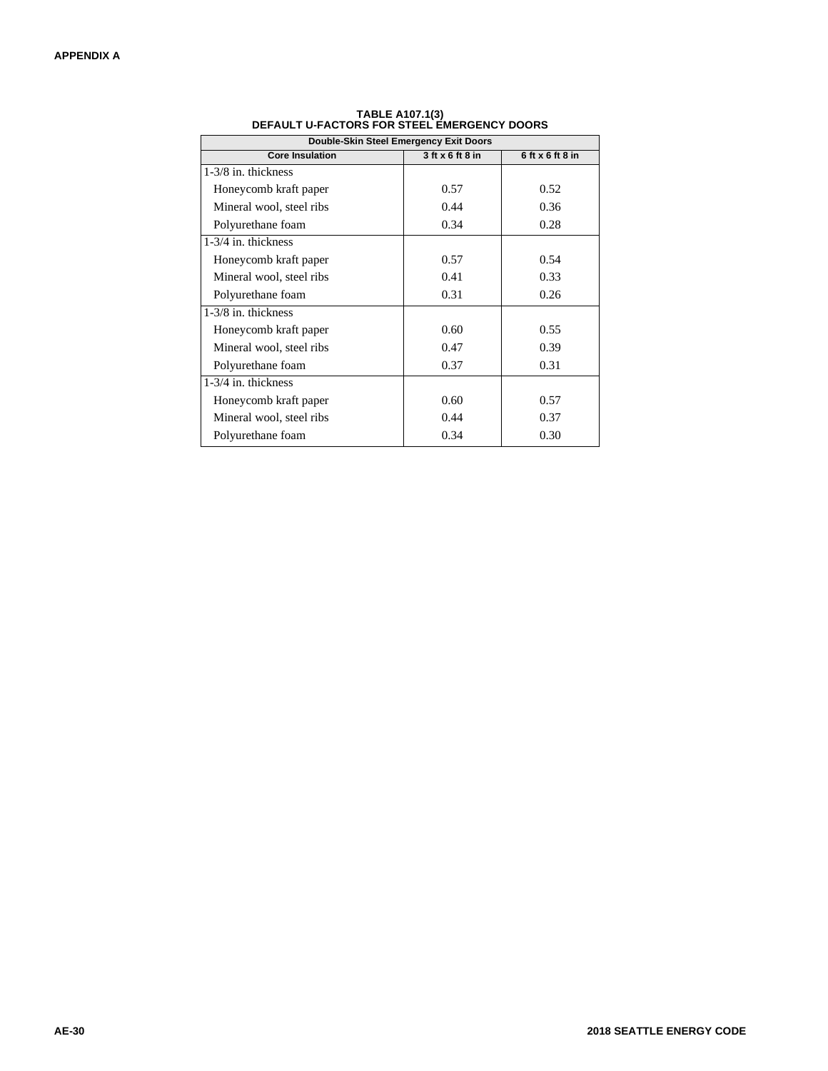**TABLE A107.1(3)**
**DEFAULT U-FACTORS FOR STEEL EMERGENCY DOORS**

| Double-Skin Steel Emergency Exit Doors | | |
|---|---|---|
| **Core Insulation** | **3 ft x 6 ft 8 in** | **6 ft x 6 ft 8 in** |
| 1-3/8 in. thickness | | |
| Honeycomb kraft paper | 0.57 | 0.52 |
| Mineral wool, steel ribs | 0.44 | 0.36 |
| Polyurethane foam | 0.34 | 0.28 |
| 1-3/4 in. thickness | | |
| Honeycomb kraft paper | 0.57 | 0.54 |
| Mineral wool, steel ribs | 0.41 | 0.33 |
| Polyurethane foam | 0.31 | 0.26 |
| 1-3/8 in. thickness | | |
| Honeycomb kraft paper | 0.60 | 0.55 |
| Mineral wool, steel ribs | 0.47 | 0.39 |
| Polyurethane foam | 0.37 | 0.31 |
| 1-3/4 in. thickness | | |
| Honeycomb kraft paper | 0.60 | 0.57 |
| Mineral wool, steel ribs | 0.44 | 0.37 |
| Polyurethane foam | 0.34 | 0.30 |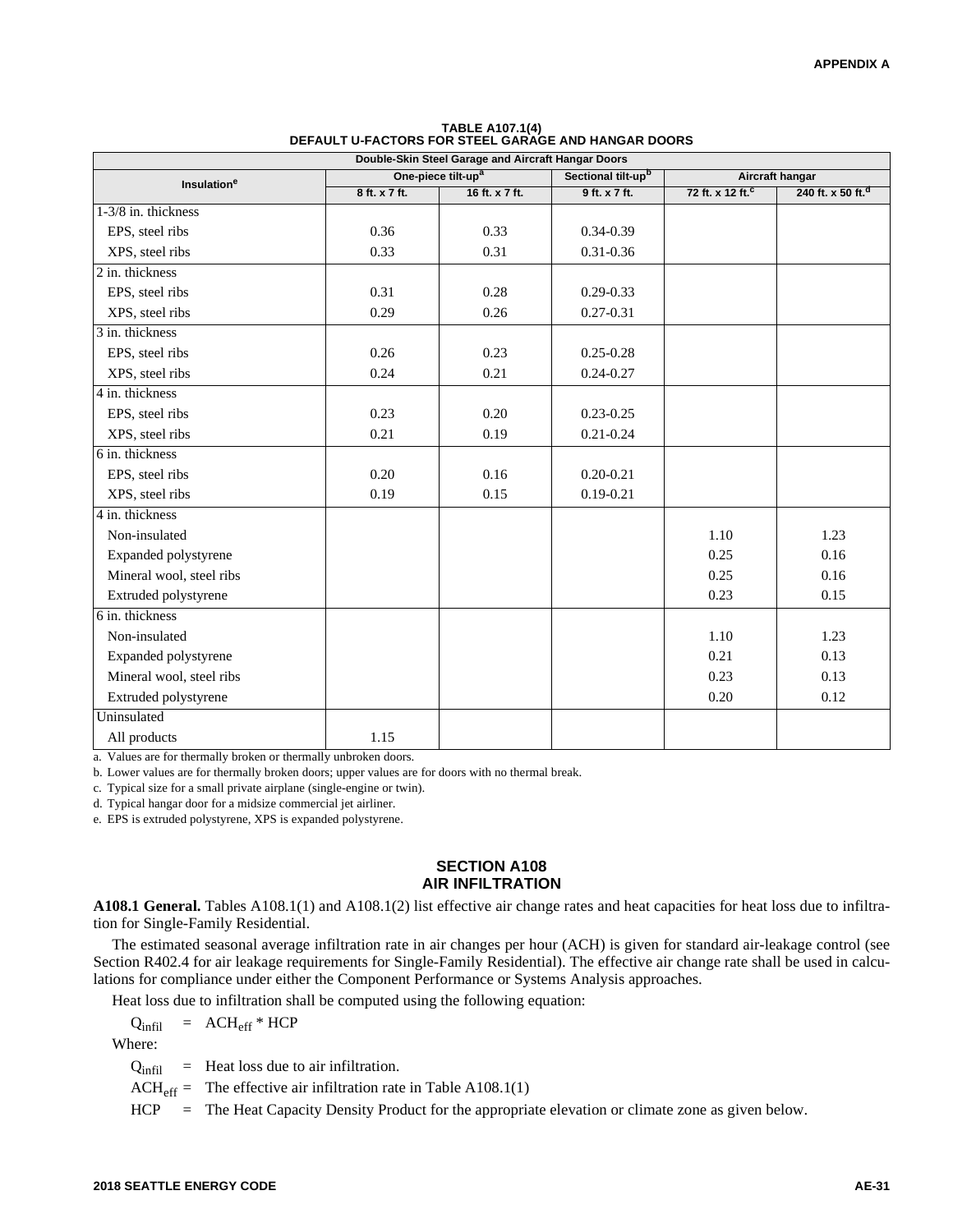**TABLE A107.1(4)**
**DEFAULT U-FACTORS FOR STEEL GARAGE AND HANGAR DOORS**

| Double-Skin Steel Garage and Aircraft Hangar Doors | | | | | |
|---|---|---|---|---|---|
| Insulation[e] | One-piece tilt-up[a] | | Sectional tilt-up[b] | Aircraft hangar | |
| | 8 ft. x 7 ft. | 16 ft. x 7 ft. | 9 ft. x 7 ft. | 72 ft. x 12 ft.[c] | 240 ft. x 50 ft.[d] |
| 1-3/8 in. thickness | | | | | |
| EPS, steel ribs | 0.36 | 0.33 | 0.34-0.39 | | |
| XPS, steel ribs | 0.33 | 0.31 | 0.31-0.36 | | |
| 2 in. thickness | | | | | |
| EPS, steel ribs | 0.31 | 0.28 | 0.29-0.33 | | |
| XPS, steel ribs | 0.29 | 0.26 | 0.27-0.31 | | |
| 3 in. thickness | | | | | |
| EPS, steel ribs | 0.26 | 0.23 | 0.25-0.28 | | |
| XPS, steel ribs | 0.24 | 0.21 | 0.24-0.27 | | |
| 4 in. thickness | | | | | |
| EPS, steel ribs | 0.23 | 0.20 | 0.23-0.25 | | |
| XPS, steel ribs | 0.21 | 0.19 | 0.21-0.24 | | |
| 6 in. thickness | | | | | |
| EPS, steel ribs | 0.20 | 0.16 | 0.20-0.21 | | |
| XPS, steel ribs | 0.19 | 0.15 | 0.19-0.21 | | |
| 4 in. thickness | | | | | |
| Non-insulated | | | | 1.10 | 1.23 |
| Expanded polystyrene | | | | 0.25 | 0.16 |
| Mineral wool, steel ribs | | | | 0.25 | 0.16 |
| Extruded polystyrene | | | | 0.23 | 0.15 |
| 6 in. thickness | | | | | |
| Non-insulated | | | | 1.10 | 1.23 |
| Expanded polystyrene | | | | 0.21 | 0.13 |
| Mineral wool, steel ribs | | | | 0.23 | 0.13 |
| Extruded polystyrene | | | | 0.20 | 0.12 |
| Uninsulated | | | | | |
| All products | 1.15 | | | | |

a. Values are for thermally broken or thermally unbroken doors.

b. Lower values are for thermally broken doors; upper values are for doors with no thermal break.

c. Typical size for a small private airplane (single-engine or twin).

d. Typical hangar door for a midsize commercial jet airliner.

e. EPS is extruded polystyrene, XPS is expanded polystyrene.

## SECTION A108
## AIR INFILTRATION

**A108.1 General.** Tables A108.1(1) and A108.1(2) list effective air change rates and heat capacities for heat loss due to infiltration for Single-Family Residential.

The estimated seasonal average infiltration rate in air changes per hour (ACH) is given for standard air-leakage control (see Section R402.4 for air leakage requirements for Single-Family Residential). The effective air change rate shall be used in calculations for compliance under either the Component Performance or Systems Analysis approaches.

Heat loss due to infiltration shall be computed using the following equation:

$$Q_{infil} = ACH_{eff} * HCP$$

Where:

$Q_{infil}$ = Heat loss due to air infiltration.

$ACH_{eff}$ = The effective air infiltration rate in Table A108.1(1)

HCP = The Heat Capacity Density Product for the appropriate elevation or climate zone as given below.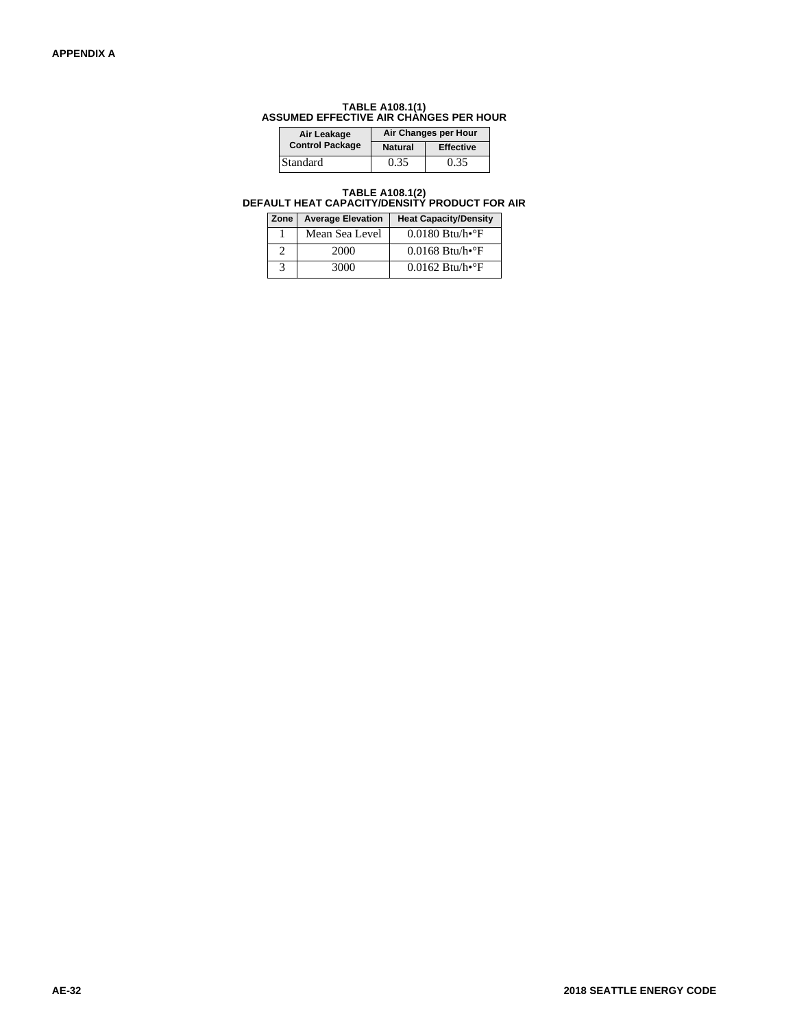**TABLE A108.1(1)**
**ASSUMED EFFECTIVE AIR CHANGES PER HOUR**

| Air Leakage Control Package | Air Changes per Hour | |
|---|---|---|
| | Natural | Effective |
| Standard | 0.35 | 0.35 |

**TABLE A108.1(2)**
**DEFAULT HEAT CAPACITY/DENSITY PRODUCT FOR AIR**

| Zone | Average Elevation | Heat Capacity/Density |
|---|---|---|
| 1 | Mean Sea Level | 0.0180 Btu/h•°F |
| 2 | 2000 | 0.0168 Btu/h•°F |
| 3 | 3000 | 0.0162 Btu/h•°F |